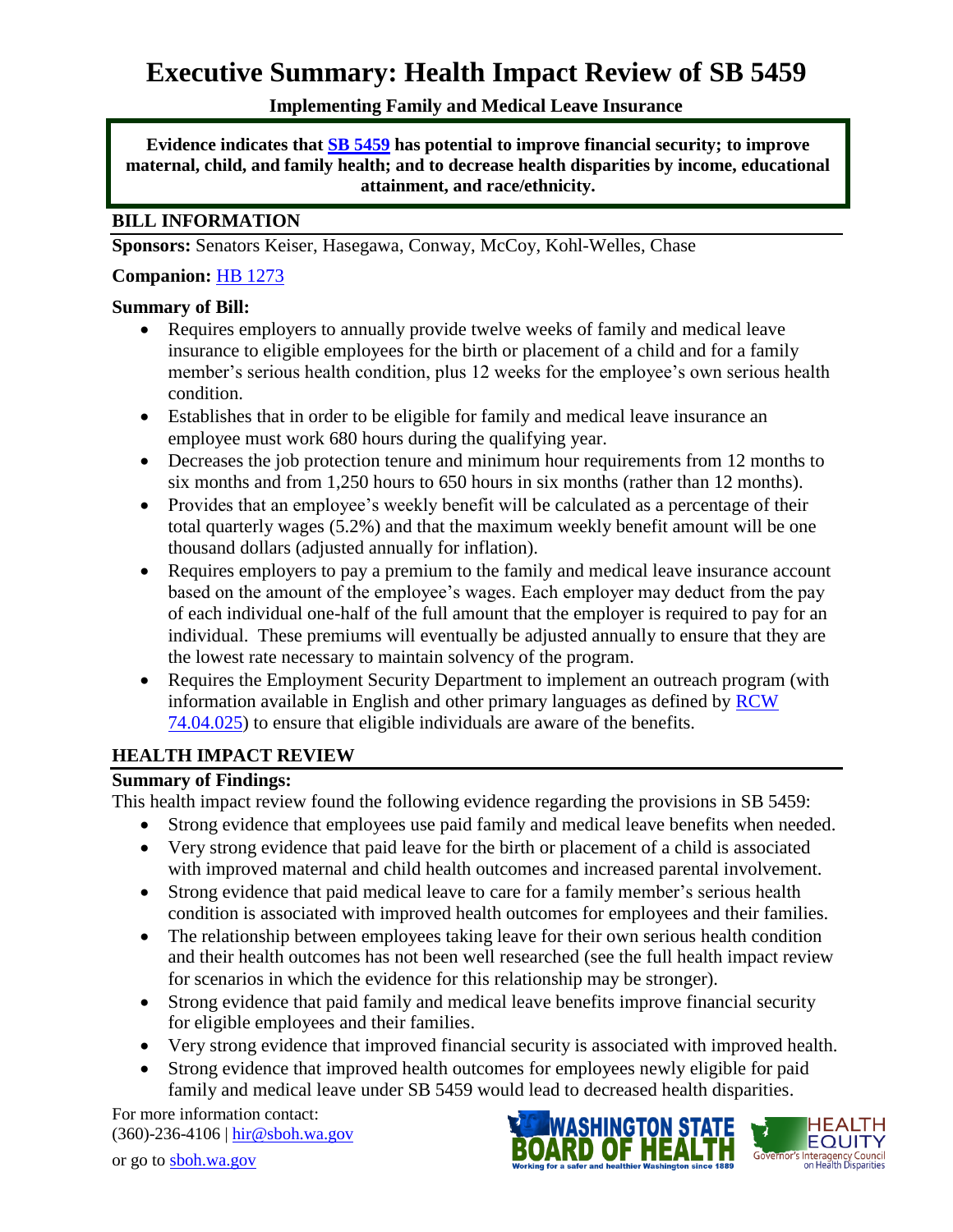# Executive Summary: Health Impact Review of SB 5459

**Implementing Family and Medical Leave Insurance**

**Evidence indicates that [SB 5459](#) has potential to improve financial security; to improve maternal, child, and family health; and to decrease health disparities by income, educational attainment, and race/ethnicity.**

## BILL INFORMATION

**Sponsors:** Senators Keiser, Hasegawa, Conway, McCoy, Kohl-Welles, Chase

**Companion:** [HB 1273](#)

**Summary of Bill:**

- Requires employers to annually provide twelve weeks of family and medical leave insurance to eligible employees for the birth or placement of a child and for a family member's serious health condition, plus 12 weeks for the employee's own serious health condition.
- Establishes that in order to be eligible for family and medical leave insurance an employee must work 680 hours during the qualifying year.
- Decreases the job protection tenure and minimum hour requirements from 12 months to six months and from 1,250 hours to 650 hours in six months (rather than 12 months).
- Provides that an employee's weekly benefit will be calculated as a percentage of their total quarterly wages (5.2%) and that the maximum weekly benefit amount will be one thousand dollars (adjusted annually for inflation).
- Requires employers to pay a premium to the family and medical leave insurance account based on the amount of the employee's wages. Each employer may deduct from the pay of each individual one-half of the full amount that the employer is required to pay for an individual. These premiums will eventually be adjusted annually to ensure that they are the lowest rate necessary to maintain solvency of the program.
- Requires the Employment Security Department to implement an outreach program (with information available in English and other primary languages as defined by [RCW 74.04.025](#)) to ensure that eligible individuals are aware of the benefits.

## HEALTH IMPACT REVIEW

**Summary of Findings:**

This health impact review found the following evidence regarding the provisions in SB 5459:

- Strong evidence that employees use paid family and medical leave benefits when needed.
- Very strong evidence that paid leave for the birth or placement of a child is associated with improved maternal and child health outcomes and increased parental involvement.
- Strong evidence that paid medical leave to care for a family member's serious health condition is associated with improved health outcomes for employees and their families.
- The relationship between employees taking leave for their own serious health condition and their health outcomes has not been well researched (see the full health impact review for scenarios in which the evidence for this relationship may be stronger).
- Strong evidence that paid family and medical leave benefits improve financial security for eligible employees and their families.
- Very strong evidence that improved financial security is associated with improved health.
- Strong evidence that improved health outcomes for employees newly eligible for paid family and medical leave under SB 5459 would lead to decreased health disparities.

For more information contact:
(360)-236-4106 | [hir@sboh.wa.gov](mailto:hir@sboh.wa.gov)

or go to [sboh.wa.gov](#)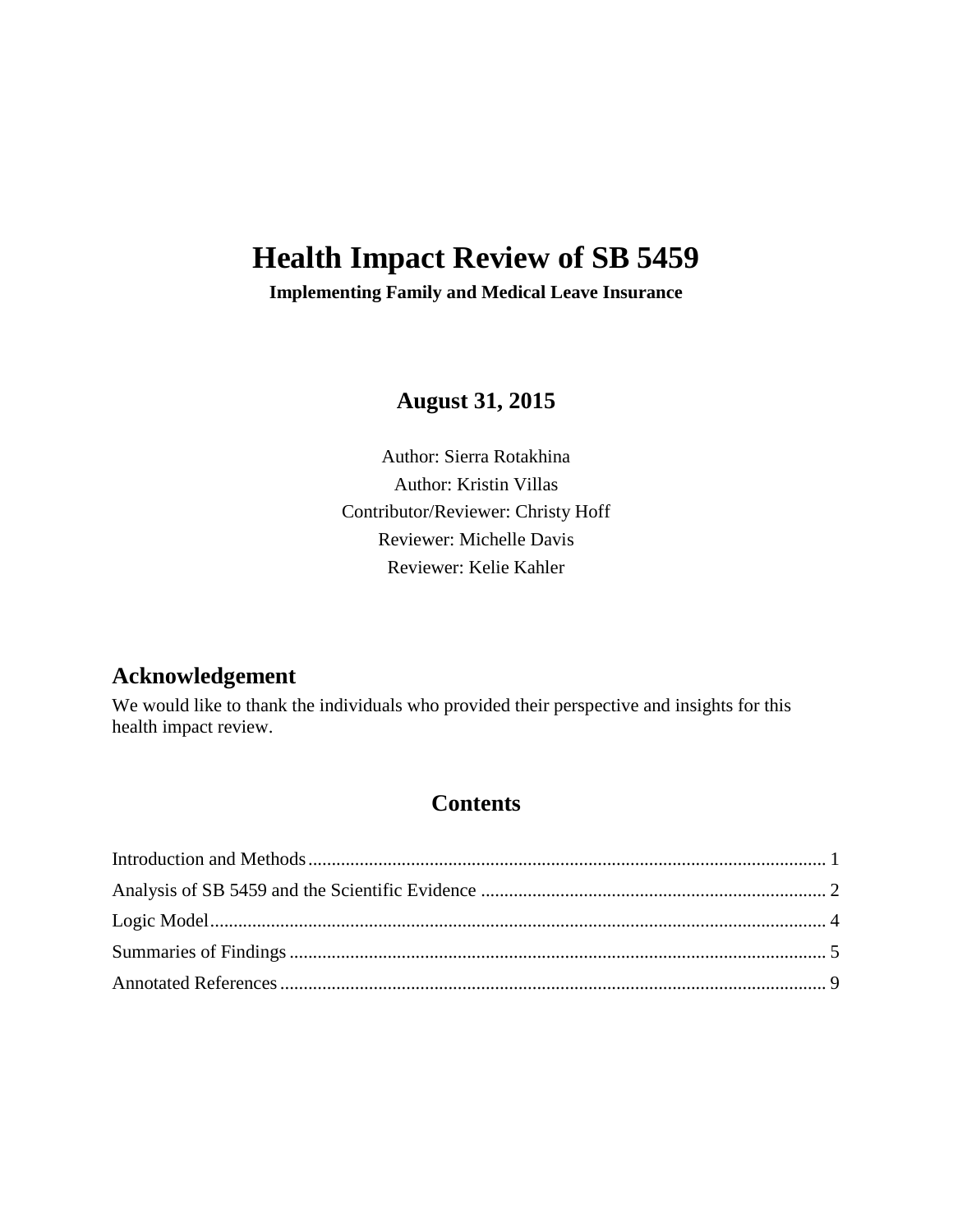# Health Impact Review of SB 5459

**Implementing Family and Medical Leave Insurance**

## August 31, 2015

Author: Sierra Rotakhina
Author: Kristin Villas
Contributor/Reviewer: Christy Hoff
Reviewer: Michelle Davis
Reviewer: Kelie Kahler

## Acknowledgement

We would like to thank the individuals who provided their perspective and insights for this health impact review.

## Contents

Introduction and Methods ........................................................................................................ 1
Analysis of SB 5459 and the Scientific Evidence ........................................................................ 2
Logic Model ............................................................................................................................ 4
Summaries of Findings ............................................................................................................ 5
Annotated References .............................................................................................................. 9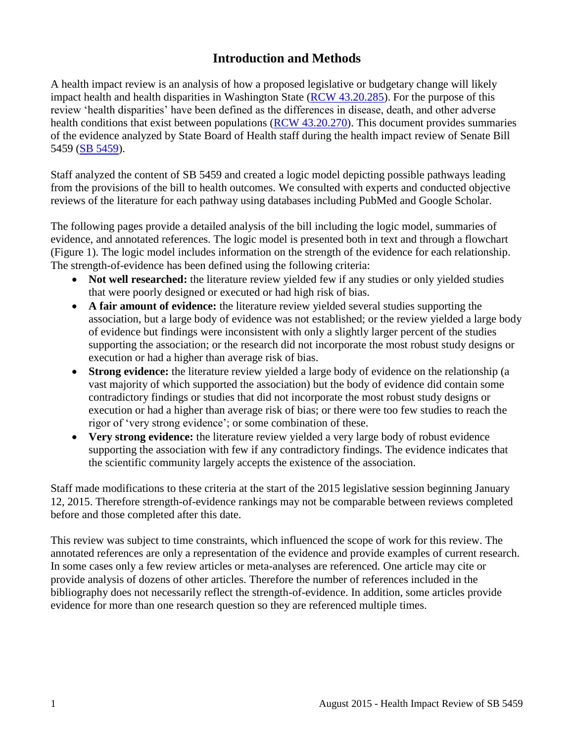# Introduction and Methods

A health impact review is an analysis of how a proposed legislative or budgetary change will likely impact health and health disparities in Washington State (RCW 43.20.285). For the purpose of this review 'health disparities' have been defined as the differences in disease, death, and other adverse health conditions that exist between populations (RCW 43.20.270). This document provides summaries of the evidence analyzed by State Board of Health staff during the health impact review of Senate Bill 5459 (SB 5459).

Staff analyzed the content of SB 5459 and created a logic model depicting possible pathways leading from the provisions of the bill to health outcomes. We consulted with experts and conducted objective reviews of the literature for each pathway using databases including PubMed and Google Scholar.

The following pages provide a detailed analysis of the bill including the logic model, summaries of evidence, and annotated references. The logic model is presented both in text and through a flowchart (Figure 1). The logic model includes information on the strength of the evidence for each relationship. The strength-of-evidence has been defined using the following criteria:

- **Not well researched:** the literature review yielded few if any studies or only yielded studies that were poorly designed or executed or had high risk of bias.
- **A fair amount of evidence:** the literature review yielded several studies supporting the association, but a large body of evidence was not established; or the review yielded a large body of evidence but findings were inconsistent with only a slightly larger percent of the studies supporting the association; or the research did not incorporate the most robust study designs or execution or had a higher than average risk of bias.
- **Strong evidence:** the literature review yielded a large body of evidence on the relationship (a vast majority of which supported the association) but the body of evidence did contain some contradictory findings or studies that did not incorporate the most robust study designs or execution or had a higher than average risk of bias; or there were too few studies to reach the rigor of 'very strong evidence'; or some combination of these.
- **Very strong evidence:** the literature review yielded a very large body of robust evidence supporting the association with few if any contradictory findings. The evidence indicates that the scientific community largely accepts the existence of the association.

Staff made modifications to these criteria at the start of the 2015 legislative session beginning January 12, 2015. Therefore strength-of-evidence rankings may not be comparable between reviews completed before and those completed after this date.

This review was subject to time constraints, which influenced the scope of work for this review. The annotated references are only a representation of the evidence and provide examples of current research. In some cases only a few review articles or meta-analyses are referenced. One article may cite or provide analysis of dozens of other articles. Therefore the number of references included in the bibliography does not necessarily reflect the strength-of-evidence. In addition, some articles provide evidence for more than one research question so they are referenced multiple times.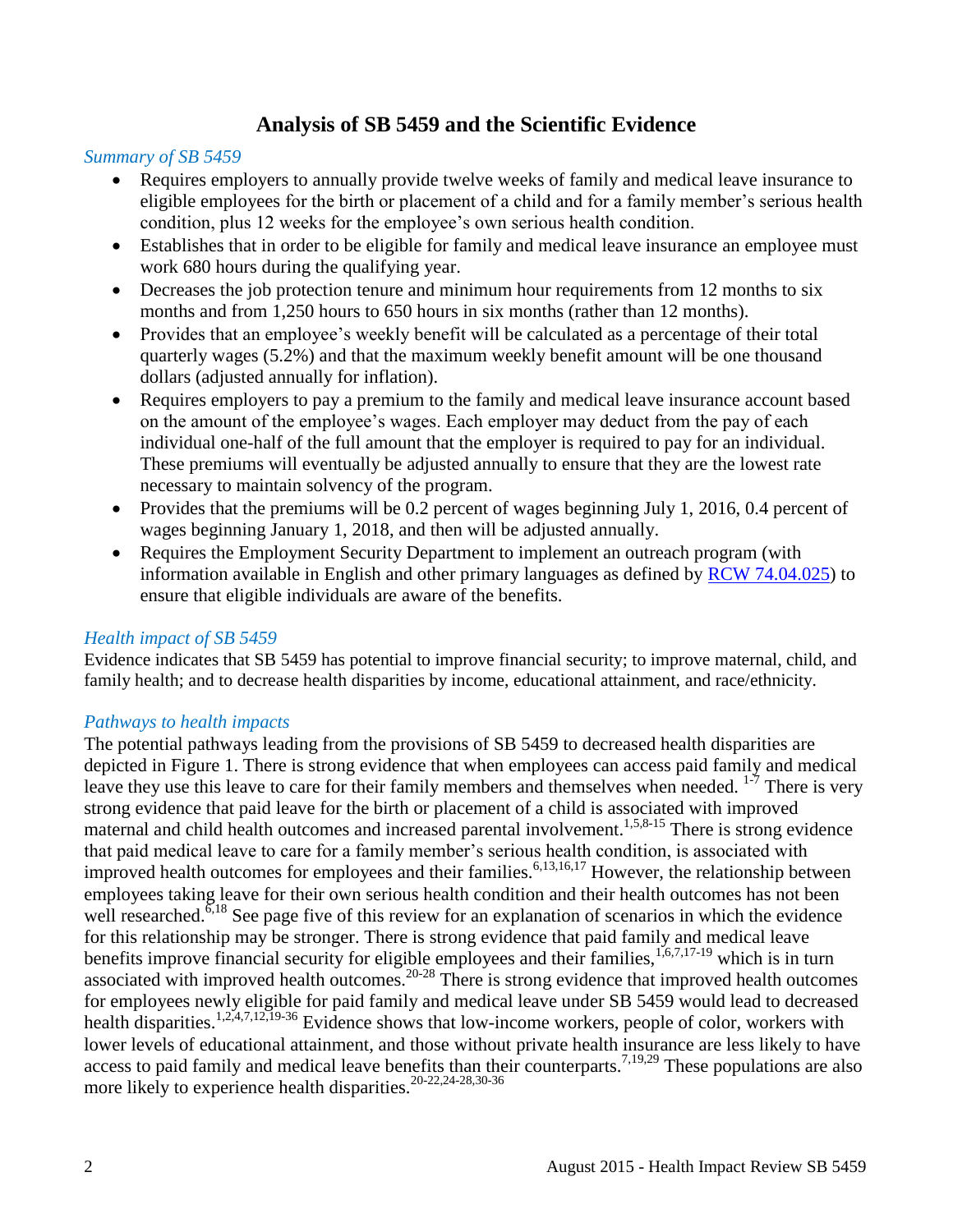## Analysis of SB 5459 and the Scientific Evidence

### *Summary of SB 5459*

- Requires employers to annually provide twelve weeks of family and medical leave insurance to eligible employees for the birth or placement of a child and for a family member's serious health condition, plus 12 weeks for the employee's own serious health condition.
- Establishes that in order to be eligible for family and medical leave insurance an employee must work 680 hours during the qualifying year.
- Decreases the job protection tenure and minimum hour requirements from 12 months to six months and from 1,250 hours to 650 hours in six months (rather than 12 months).
- Provides that an employee's weekly benefit will be calculated as a percentage of their total quarterly wages (5.2%) and that the maximum weekly benefit amount will be one thousand dollars (adjusted annually for inflation).
- Requires employers to pay a premium to the family and medical leave insurance account based on the amount of the employee's wages. Each employer may deduct from the pay of each individual one-half of the full amount that the employer is required to pay for an individual. These premiums will eventually be adjusted annually to ensure that they are the lowest rate necessary to maintain solvency of the program.
- Provides that the premiums will be 0.2 percent of wages beginning July 1, 2016, 0.4 percent of wages beginning January 1, 2018, and then will be adjusted annually.
- Requires the Employment Security Department to implement an outreach program (with information available in English and other primary languages as defined by [RCW 74.04.025](RCW 74.04.025)) to ensure that eligible individuals are aware of the benefits.

### *Health impact of SB 5459*

Evidence indicates that SB 5459 has potential to improve financial security; to improve maternal, child, and family health; and to decrease health disparities by income, educational attainment, and race/ethnicity.

### *Pathways to health impacts*

The potential pathways leading from the provisions of SB 5459 to decreased health disparities are depicted in Figure 1. There is strong evidence that when employees can access paid family and medical leave they use this leave to care for their family members and themselves when needed.[1-7] There is very strong evidence that paid leave for the birth or placement of a child is associated with improved maternal and child health outcomes and increased parental involvement.[1,5,8-15] There is strong evidence that paid medical leave to care for a family member's serious health condition, is associated with improved health outcomes for employees and their families.[6,13,16,17] However, the relationship between employees taking leave for their own serious health condition and their health outcomes has not been well researched.[6,18] See page five of this review for an explanation of scenarios in which the evidence for this relationship may be stronger. There is strong evidence that paid family and medical leave benefits improve financial security for eligible employees and their families,[1,6,7,17-19] which is in turn associated with improved health outcomes.[20-28] There is strong evidence that improved health outcomes for employees newly eligible for paid family and medical leave under SB 5459 would lead to decreased health disparities.[1,2,4,7,12,19-36] Evidence shows that low-income workers, people of color, workers with lower levels of educational attainment, and those without private health insurance are less likely to have access to paid family and medical leave benefits than their counterparts.[7,19,29] These populations are also more likely to experience health disparities.[20-22,24-28,30-36]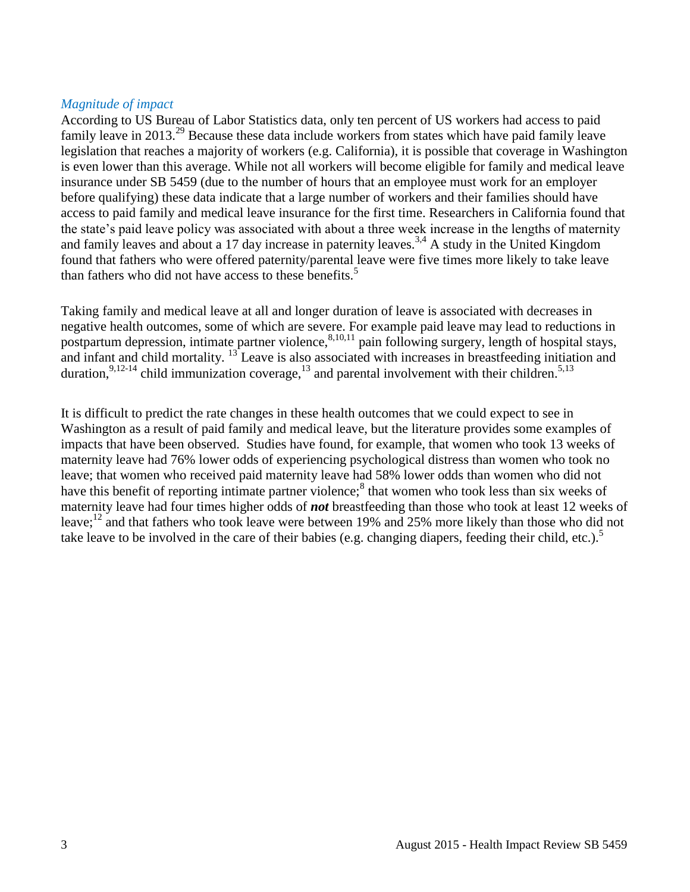*Magnitude of impact*

According to US Bureau of Labor Statistics data, only ten percent of US workers had access to paid family leave in 2013.[29] Because these data include workers from states which have paid family leave legislation that reaches a majority of workers (e.g. California), it is possible that coverage in Washington is even lower than this average. While not all workers will become eligible for family and medical leave insurance under SB 5459 (due to the number of hours that an employee must work for an employer before qualifying) these data indicate that a large number of workers and their families should have access to paid family and medical leave insurance for the first time. Researchers in California found that the state's paid leave policy was associated with about a three week increase in the lengths of maternity and family leaves and about a 17 day increase in paternity leaves.[3,4] A study in the United Kingdom found that fathers who were offered paternity/parental leave were five times more likely to take leave than fathers who did not have access to these benefits.[5]

Taking family and medical leave at all and longer duration of leave is associated with decreases in negative health outcomes, some of which are severe. For example paid leave may lead to reductions in postpartum depression, intimate partner violence,[8,10,11] pain following surgery, length of hospital stays, and infant and child mortality. [13] Leave is also associated with increases in breastfeeding initiation and duration,[9,12-14] child immunization coverage,[13] and parental involvement with their children.[5,13]

It is difficult to predict the rate changes in these health outcomes that we could expect to see in Washington as a result of paid family and medical leave, but the literature provides some examples of impacts that have been observed. Studies have found, for example, that women who took 13 weeks of maternity leave had 76% lower odds of experiencing psychological distress than women who took no leave; that women who received paid maternity leave had 58% lower odds than women who did not have this benefit of reporting intimate partner violence;[8] that women who took less than six weeks of maternity leave had four times higher odds of ***not*** breastfeeding than those who took at least 12 weeks of leave;[12] and that fathers who took leave were between 19% and 25% more likely than those who did not take leave to be involved in the care of their babies (e.g. changing diapers, feeding their child, etc.).[5]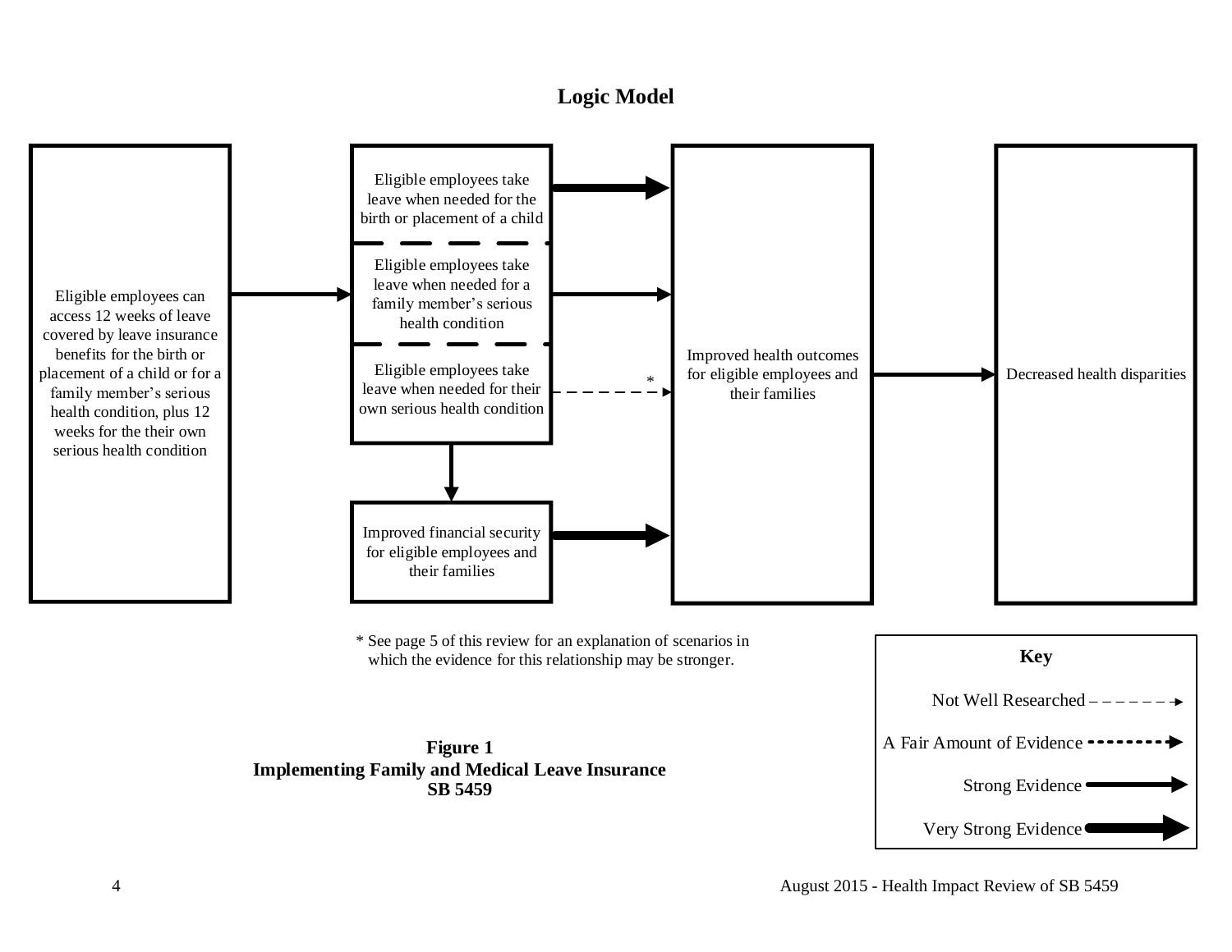## Logic Model

Eligible employees can access 12 weeks of leave covered by leave insurance benefits for the birth or placement of a child or for a family member's serious health condition, plus 12 weeks for the their own serious health condition

Eligible employees take leave when needed for the birth or placement of a child

Eligible employees take leave when needed for a family member's serious health condition

Eligible employees take leave when needed for their own serious health condition

Improved financial security for eligible employees and their families

Improved health outcomes for eligible employees and their families

Decreased health disparities

\* See page 5 of this review for an explanation of scenarios in which the evidence for this relationship may be stronger.

**Key**

- Not Well Researched
- A Fair Amount of Evidence
- Strong Evidence
- Very Strong Evidence

**Figure 1**
**Implementing Family and Medical Leave Insurance**
**SB 5459**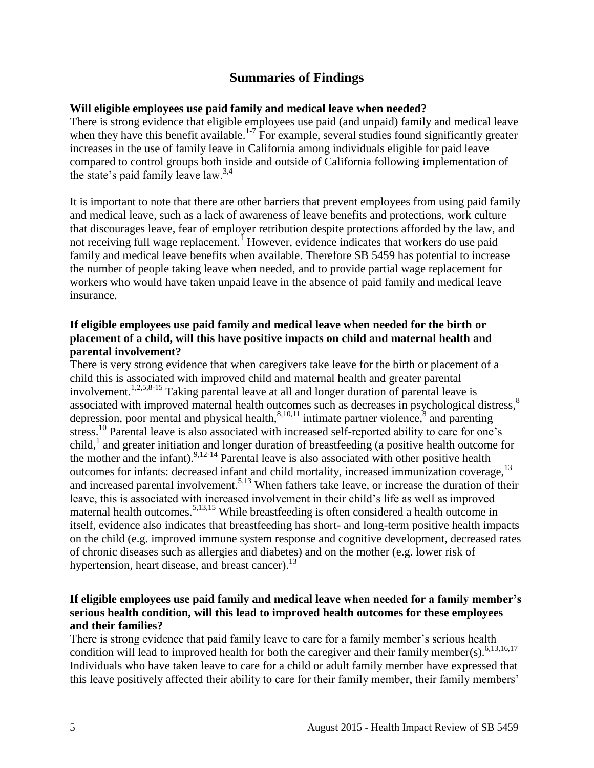## Summaries of Findings

**Will eligible employees use paid family and medical leave when needed?**

There is strong evidence that eligible employees use paid (and unpaid) family and medical leave when they have this benefit available.[1-7] For example, several studies found significantly greater increases in the use of family leave in California among individuals eligible for paid leave compared to control groups both inside and outside of California following implementation of the state's paid family leave law.[3,4]

It is important to note that there are other barriers that prevent employees from using paid family and medical leave, such as a lack of awareness of leave benefits and protections, work culture that discourages leave, fear of employer retribution despite protections afforded by the law, and not receiving full wage replacement.[1] However, evidence indicates that workers do use paid family and medical leave benefits when available. Therefore SB 5459 has potential to increase the number of people taking leave when needed, and to provide partial wage replacement for workers who would have taken unpaid leave in the absence of paid family and medical leave insurance.

**If eligible employees use paid family and medical leave when needed for the birth or placement of a child, will this have positive impacts on child and maternal health and parental involvement?**

There is very strong evidence that when caregivers take leave for the birth or placement of a child this is associated with improved child and maternal health and greater parental involvement.[1,2,5,8-15] Taking parental leave at all and longer duration of parental leave is associated with improved maternal health outcomes such as decreases in psychological distress,[8] depression, poor mental and physical health,[8,10,11] intimate partner violence,[8] and parenting stress.[10] Parental leave is also associated with increased self-reported ability to care for one's child,[1] and greater initiation and longer duration of breastfeeding (a positive health outcome for the mother and the infant).[9,12-14] Parental leave is also associated with other positive health outcomes for infants: decreased infant and child mortality, increased immunization coverage,[13] and increased parental involvement.[5,13] When fathers take leave, or increase the duration of their leave, this is associated with increased involvement in their child's life as well as improved maternal health outcomes.[5,13,15] While breastfeeding is often considered a health outcome in itself, evidence also indicates that breastfeeding has short- and long-term positive health impacts on the child (e.g. improved immune system response and cognitive development, decreased rates of chronic diseases such as allergies and diabetes) and on the mother (e.g. lower risk of hypertension, heart disease, and breast cancer).[13]

**If eligible employees use paid family and medical leave when needed for a family member's serious health condition, will this lead to improved health outcomes for these employees and their families?**

There is strong evidence that paid family leave to care for a family member's serious health condition will lead to improved health for both the caregiver and their family member(s).[6,13,16,17] Individuals who have taken leave to care for a child or adult family member have expressed that this leave positively affected their ability to care for their family member, their family members'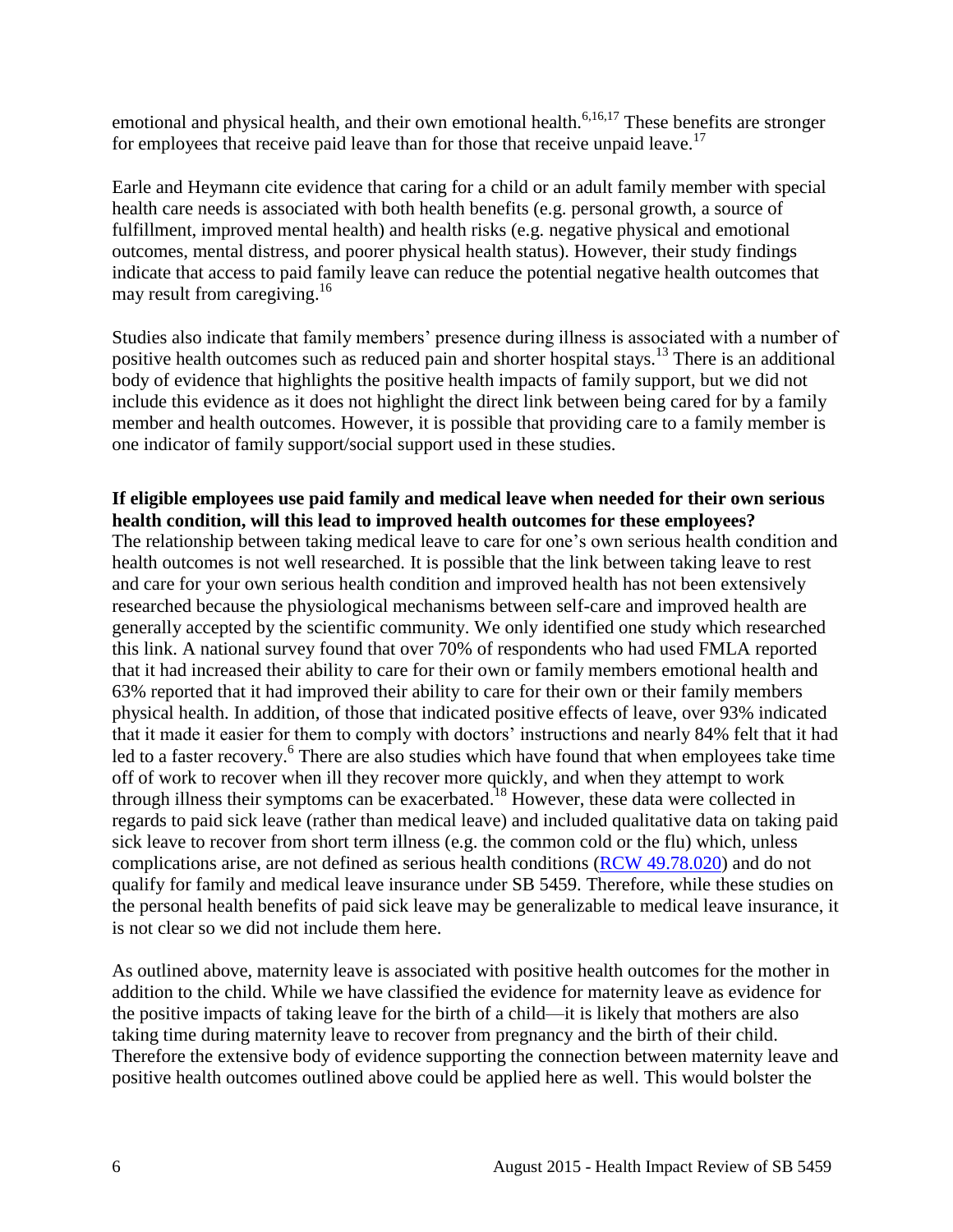emotional and physical health, and their own emotional health.[6,16,17] These benefits are stronger for employees that receive paid leave than for those that receive unpaid leave.[17]

Earle and Heymann cite evidence that caring for a child or an adult family member with special health care needs is associated with both health benefits (e.g. personal growth, a source of fulfillment, improved mental health) and health risks (e.g. negative physical and emotional outcomes, mental distress, and poorer physical health status). However, their study findings indicate that access to paid family leave can reduce the potential negative health outcomes that may result from caregiving.[16]

Studies also indicate that family members' presence during illness is associated with a number of positive health outcomes such as reduced pain and shorter hospital stays.[13] There is an additional body of evidence that highlights the positive health impacts of family support, but we did not include this evidence as it does not highlight the direct link between being cared for by a family member and health outcomes. However, it is possible that providing care to a family member is one indicator of family support/social support used in these studies.

**If eligible employees use paid family and medical leave when needed for their own serious health condition, will this lead to improved health outcomes for these employees?**

The relationship between taking medical leave to care for one's own serious health condition and health outcomes is not well researched. It is possible that the link between taking leave to rest and care for your own serious health condition and improved health has not been extensively researched because the physiological mechanisms between self-care and improved health are generally accepted by the scientific community. We only identified one study which researched this link. A national survey found that over 70% of respondents who had used FMLA reported that it had increased their ability to care for their own or family members emotional health and 63% reported that it had improved their ability to care for their own or their family members physical health. In addition, of those that indicated positive effects of leave, over 93% indicated that it made it easier for them to comply with doctors' instructions and nearly 84% felt that it had led to a faster recovery.[6] There are also studies which have found that when employees take time off of work to recover when ill they recover more quickly, and when they attempt to work through illness their symptoms can be exacerbated.[18] However, these data were collected in regards to paid sick leave (rather than medical leave) and included qualitative data on taking paid sick leave to recover from short term illness (e.g. the common cold or the flu) which, unless complications arise, are not defined as serious health conditions (RCW 49.78.020) and do not qualify for family and medical leave insurance under SB 5459. Therefore, while these studies on the personal health benefits of paid sick leave may be generalizable to medical leave insurance, it is not clear so we did not include them here.

As outlined above, maternity leave is associated with positive health outcomes for the mother in addition to the child. While we have classified the evidence for maternity leave as evidence for the positive impacts of taking leave for the birth of a child—it is likely that mothers are also taking time during maternity leave to recover from pregnancy and the birth of their child. Therefore the extensive body of evidence supporting the connection between maternity leave and positive health outcomes outlined above could be applied here as well. This would bolster the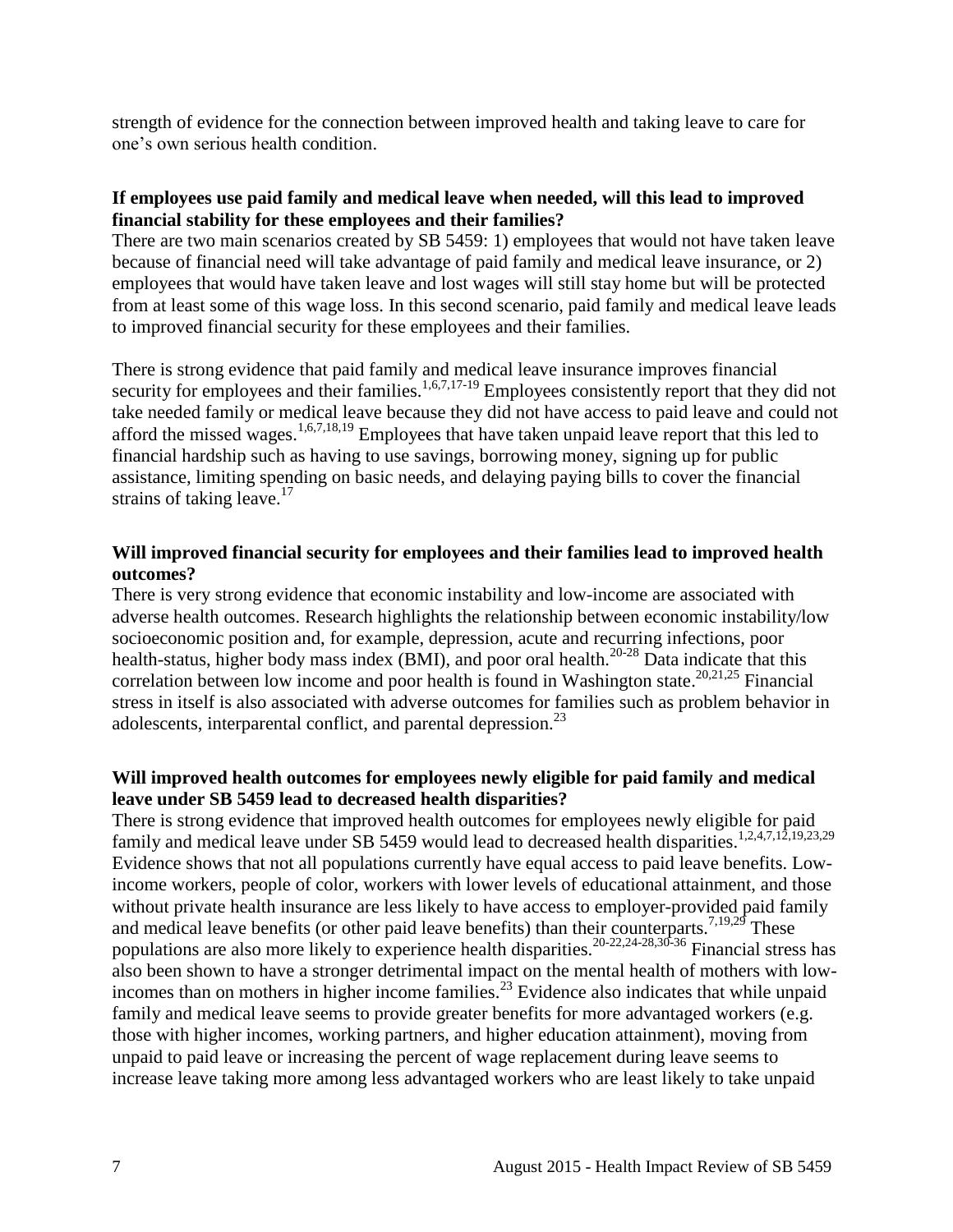strength of evidence for the connection between improved health and taking leave to care for one's own serious health condition.

**If employees use paid family and medical leave when needed, will this lead to improved financial stability for these employees and their families?**

There are two main scenarios created by SB 5459: 1) employees that would not have taken leave because of financial need will take advantage of paid family and medical leave insurance, or 2) employees that would have taken leave and lost wages will still stay home but will be protected from at least some of this wage loss. In this second scenario, paid family and medical leave leads to improved financial security for these employees and their families.

There is strong evidence that paid family and medical leave insurance improves financial security for employees and their families.[1,6,7,17-19] Employees consistently report that they did not take needed family or medical leave because they did not have access to paid leave and could not afford the missed wages.[1,6,7,18,19] Employees that have taken unpaid leave report that this led to financial hardship such as having to use savings, borrowing money, signing up for public assistance, limiting spending on basic needs, and delaying paying bills to cover the financial strains of taking leave.[17]

**Will improved financial security for employees and their families lead to improved health outcomes?**

There is very strong evidence that economic instability and low-income are associated with adverse health outcomes. Research highlights the relationship between economic instability/low socioeconomic position and, for example, depression, acute and recurring infections, poor health-status, higher body mass index (BMI), and poor oral health.[20-28] Data indicate that this correlation between low income and poor health is found in Washington state.[20,21,25] Financial stress in itself is also associated with adverse outcomes for families such as problem behavior in adolescents, interparental conflict, and parental depression.[23]

**Will improved health outcomes for employees newly eligible for paid family and medical leave under SB 5459 lead to decreased health disparities?**

There is strong evidence that improved health outcomes for employees newly eligible for paid family and medical leave under SB 5459 would lead to decreased health disparities.[1,2,4,7,12,19,23,29] Evidence shows that not all populations currently have equal access to paid leave benefits. Low-income workers, people of color, workers with lower levels of educational attainment, and those without private health insurance are less likely to have access to employer-provided paid family and medical leave benefits (or other paid leave benefits) than their counterparts.[7,19,29] These populations are also more likely to experience health disparities.[20-22,24-28,30-36] Financial stress has also been shown to have a stronger detrimental impact on the mental health of mothers with low-incomes than on mothers in higher income families.[23] Evidence also indicates that while unpaid family and medical leave seems to provide greater benefits for more advantaged workers (e.g. those with higher incomes, working partners, and higher education attainment), moving from unpaid to paid leave or increasing the percent of wage replacement during leave seems to increase leave taking more among less advantaged workers who are least likely to take unpaid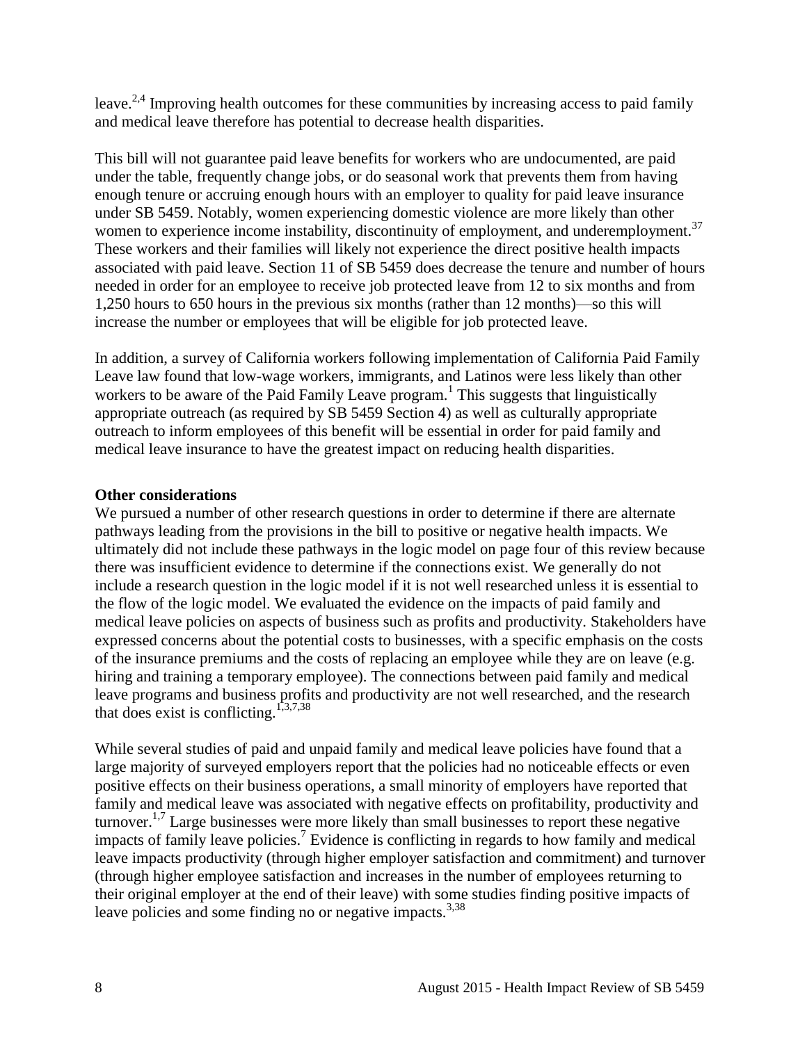leave.[2,4] Improving health outcomes for these communities by increasing access to paid family and medical leave therefore has potential to decrease health disparities.

This bill will not guarantee paid leave benefits for workers who are undocumented, are paid under the table, frequently change jobs, or do seasonal work that prevents them from having enough tenure or accruing enough hours with an employer to quality for paid leave insurance under SB 5459. Notably, women experiencing domestic violence are more likely than other women to experience income instability, discontinuity of employment, and underemployment.[37] These workers and their families will likely not experience the direct positive health impacts associated with paid leave. Section 11 of SB 5459 does decrease the tenure and number of hours needed in order for an employee to receive job protected leave from 12 to six months and from 1,250 hours to 650 hours in the previous six months (rather than 12 months)—so this will increase the number or employees that will be eligible for job protected leave.

In addition, a survey of California workers following implementation of California Paid Family Leave law found that low-wage workers, immigrants, and Latinos were less likely than other workers to be aware of the Paid Family Leave program.[1] This suggests that linguistically appropriate outreach (as required by SB 5459 Section 4) as well as culturally appropriate outreach to inform employees of this benefit will be essential in order for paid family and medical leave insurance to have the greatest impact on reducing health disparities.

**Other considerations**

We pursued a number of other research questions in order to determine if there are alternate pathways leading from the provisions in the bill to positive or negative health impacts. We ultimately did not include these pathways in the logic model on page four of this review because there was insufficient evidence to determine if the connections exist. We generally do not include a research question in the logic model if it is not well researched unless it is essential to the flow of the logic model. We evaluated the evidence on the impacts of paid family and medical leave policies on aspects of business such as profits and productivity. Stakeholders have expressed concerns about the potential costs to businesses, with a specific emphasis on the costs of the insurance premiums and the costs of replacing an employee while they are on leave (e.g. hiring and training a temporary employee). The connections between paid family and medical leave programs and business profits and productivity are not well researched, and the research that does exist is conflicting.[1,3,7,38]

While several studies of paid and unpaid family and medical leave policies have found that a large majority of surveyed employers report that the policies had no noticeable effects or even positive effects on their business operations, a small minority of employers have reported that family and medical leave was associated with negative effects on profitability, productivity and turnover.[1,7] Large businesses were more likely than small businesses to report these negative impacts of family leave policies.[7] Evidence is conflicting in regards to how family and medical leave impacts productivity (through higher employer satisfaction and commitment) and turnover (through higher employee satisfaction and increases in the number of employees returning to their original employer at the end of their leave) with some studies finding positive impacts of leave policies and some finding no or negative impacts.[3,38]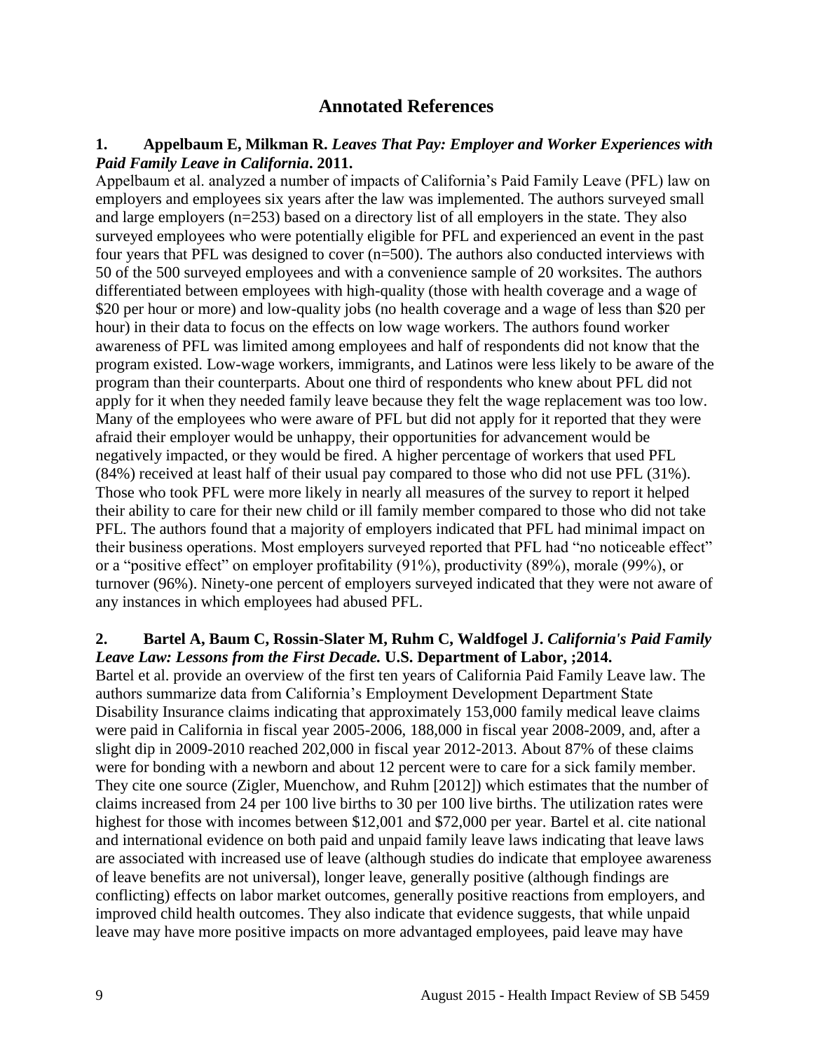## Annotated References

**1. Appelbaum E, Milkman R. *Leaves That Pay: Employer and Worker Experiences with Paid Family Leave in California*. 2011.**

Appelbaum et al. analyzed a number of impacts of California's Paid Family Leave (PFL) law on employers and employees six years after the law was implemented. The authors surveyed small and large employers (n=253) based on a directory list of all employers in the state. They also surveyed employees who were potentially eligible for PFL and experienced an event in the past four years that PFL was designed to cover (n=500). The authors also conducted interviews with 50 of the 500 surveyed employees and with a convenience sample of 20 worksites. The authors differentiated between employees with high-quality (those with health coverage and a wage of $20 per hour or more) and low-quality jobs (no health coverage and a wage of less than $20 per hour) in their data to focus on the effects on low wage workers. The authors found worker awareness of PFL was limited among employees and half of respondents did not know that the program existed. Low-wage workers, immigrants, and Latinos were less likely to be aware of the program than their counterparts. About one third of respondents who knew about PFL did not apply for it when they needed family leave because they felt the wage replacement was too low. Many of the employees who were aware of PFL but did not apply for it reported that they were afraid their employer would be unhappy, their opportunities for advancement would be negatively impacted, or they would be fired. A higher percentage of workers that used PFL (84%) received at least half of their usual pay compared to those who did not use PFL (31%). Those who took PFL were more likely in nearly all measures of the survey to report it helped their ability to care for their new child or ill family member compared to those who did not take PFL. The authors found that a majority of employers indicated that PFL had minimal impact on their business operations. Most employers surveyed reported that PFL had "no noticeable effect" or a "positive effect" on employer profitability (91%), productivity (89%), morale (99%), or turnover (96%). Ninety-one percent of employers surveyed indicated that they were not aware of any instances in which employees had abused PFL.

**2. Bartel A, Baum C, Rossin-Slater M, Ruhm C, Waldfogel J. *California's Paid Family Leave Law: Lessons from the First Decade.* U.S. Department of Labor, ;2014.**

Bartel et al. provide an overview of the first ten years of California Paid Family Leave law. The authors summarize data from California's Employment Development Department State Disability Insurance claims indicating that approximately 153,000 family medical leave claims were paid in California in fiscal year 2005-2006, 188,000 in fiscal year 2008-2009, and, after a slight dip in 2009-2010 reached 202,000 in fiscal year 2012-2013. About 87% of these claims were for bonding with a newborn and about 12 percent were to care for a sick family member. They cite one source (Zigler, Muenchow, and Ruhm [2012]) which estimates that the number of claims increased from 24 per 100 live births to 30 per 100 live births. The utilization rates were highest for those with incomes between $12,001 and $72,000 per year. Bartel et al. cite national and international evidence on both paid and unpaid family leave laws indicating that leave laws are associated with increased use of leave (although studies do indicate that employee awareness of leave benefits are not universal), longer leave, generally positive (although findings are conflicting) effects on labor market outcomes, generally positive reactions from employers, and improved child health outcomes. They also indicate that evidence suggests, that while unpaid leave may have more positive impacts on more advantaged employees, paid leave may have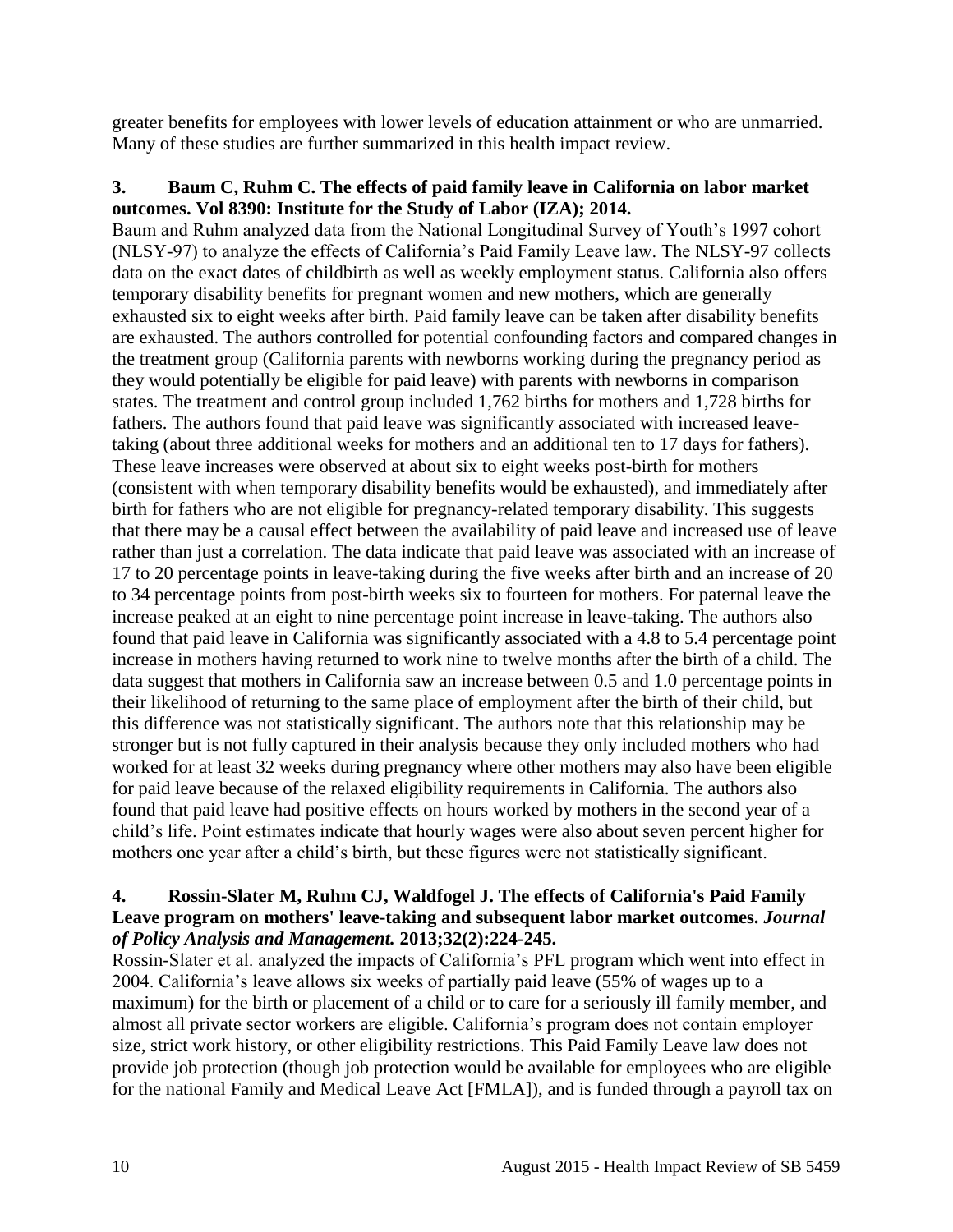greater benefits for employees with lower levels of education attainment or who are unmarried. Many of these studies are further summarized in this health impact review.

### 3. Baum C, Ruhm C. The effects of paid family leave in California on labor market outcomes. Vol 8390: Institute for the Study of Labor (IZA); 2014.

Baum and Ruhm analyzed data from the National Longitudinal Survey of Youth's 1997 cohort (NLSY-97) to analyze the effects of California's Paid Family Leave law. The NLSY-97 collects data on the exact dates of childbirth as well as weekly employment status. California also offers temporary disability benefits for pregnant women and new mothers, which are generally exhausted six to eight weeks after birth. Paid family leave can be taken after disability benefits are exhausted. The authors controlled for potential confounding factors and compared changes in the treatment group (California parents with newborns working during the pregnancy period as they would potentially be eligible for paid leave) with parents with newborns in comparison states. The treatment and control group included 1,762 births for mothers and 1,728 births for fathers. The authors found that paid leave was significantly associated with increased leave-taking (about three additional weeks for mothers and an additional ten to 17 days for fathers). These leave increases were observed at about six to eight weeks post-birth for mothers (consistent with when temporary disability benefits would be exhausted), and immediately after birth for fathers who are not eligible for pregnancy-related temporary disability. This suggests that there may be a causal effect between the availability of paid leave and increased use of leave rather than just a correlation. The data indicate that paid leave was associated with an increase of 17 to 20 percentage points in leave-taking during the five weeks after birth and an increase of 20 to 34 percentage points from post-birth weeks six to fourteen for mothers. For paternal leave the increase peaked at an eight to nine percentage point increase in leave-taking. The authors also found that paid leave in California was significantly associated with a 4.8 to 5.4 percentage point increase in mothers having returned to work nine to twelve months after the birth of a child. The data suggest that mothers in California saw an increase between 0.5 and 1.0 percentage points in their likelihood of returning to the same place of employment after the birth of their child, but this difference was not statistically significant. The authors note that this relationship may be stronger but is not fully captured in their analysis because they only included mothers who had worked for at least 32 weeks during pregnancy where other mothers may also have been eligible for paid leave because of the relaxed eligibility requirements in California. The authors also found that paid leave had positive effects on hours worked by mothers in the second year of a child's life. Point estimates indicate that hourly wages were also about seven percent higher for mothers one year after a child's birth, but these figures were not statistically significant.

### 4. Rossin-Slater M, Ruhm CJ, Waldfogel J. The effects of California's Paid Family Leave program on mothers' leave-taking and subsequent labor market outcomes. *Journal of Policy Analysis and Management.* 2013;32(2):224-245.

Rossin-Slater et al. analyzed the impacts of California's PFL program which went into effect in 2004. California's leave allows six weeks of partially paid leave (55% of wages up to a maximum) for the birth or placement of a child or to care for a seriously ill family member, and almost all private sector workers are eligible. California's program does not contain employer size, strict work history, or other eligibility restrictions. This Paid Family Leave law does not provide job protection (though job protection would be available for employees who are eligible for the national Family and Medical Leave Act [FMLA]), and is funded through a payroll tax on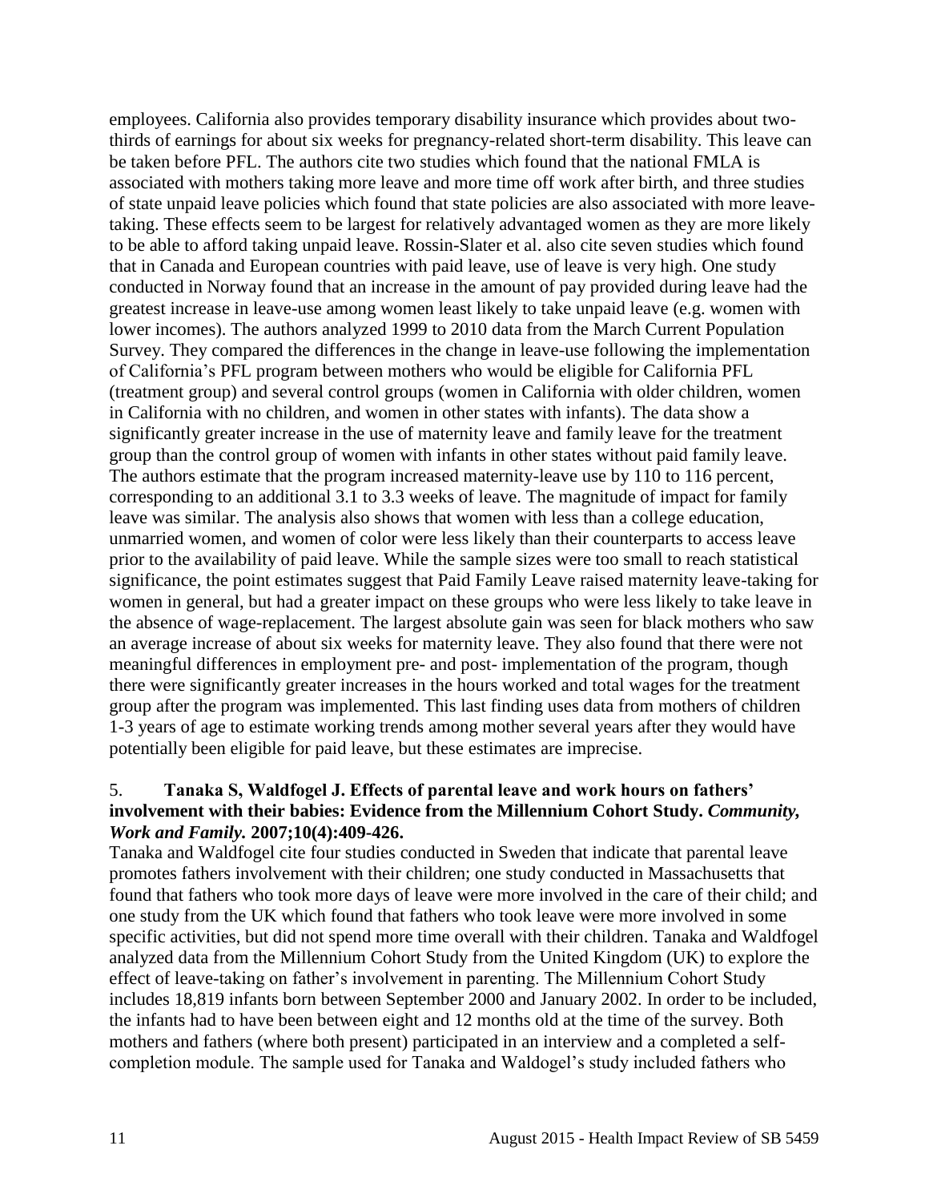employees. California also provides temporary disability insurance which provides about two-thirds of earnings for about six weeks for pregnancy-related short-term disability. This leave can be taken before PFL. The authors cite two studies which found that the national FMLA is associated with mothers taking more leave and more time off work after birth, and three studies of state unpaid leave policies which found that state policies are also associated with more leave-taking. These effects seem to be largest for relatively advantaged women as they are more likely to be able to afford taking unpaid leave. Rossin-Slater et al. also cite seven studies which found that in Canada and European countries with paid leave, use of leave is very high. One study conducted in Norway found that an increase in the amount of pay provided during leave had the greatest increase in leave-use among women least likely to take unpaid leave (e.g. women with lower incomes). The authors analyzed 1999 to 2010 data from the March Current Population Survey. They compared the differences in the change in leave-use following the implementation of California's PFL program between mothers who would be eligible for California PFL (treatment group) and several control groups (women in California with older children, women in California with no children, and women in other states with infants). The data show a significantly greater increase in the use of maternity leave and family leave for the treatment group than the control group of women with infants in other states without paid family leave. The authors estimate that the program increased maternity-leave use by 110 to 116 percent, corresponding to an additional 3.1 to 3.3 weeks of leave. The magnitude of impact for family leave was similar. The analysis also shows that women with less than a college education, unmarried women, and women of color were less likely than their counterparts to access leave prior to the availability of paid leave. While the sample sizes were too small to reach statistical significance, the point estimates suggest that Paid Family Leave raised maternity leave-taking for women in general, but had a greater impact on these groups who were less likely to take leave in the absence of wage-replacement. The largest absolute gain was seen for black mothers who saw an average increase of about six weeks for maternity leave. They also found that there were not meaningful differences in employment pre- and post- implementation of the program, though there were significantly greater increases in the hours worked and total wages for the treatment group after the program was implemented. This last finding uses data from mothers of children 1-3 years of age to estimate working trends among mother several years after they would have potentially been eligible for paid leave, but these estimates are imprecise.

5. **Tanaka S, Waldfogel J. Effects of parental leave and work hours on fathers' involvement with their babies: Evidence from the Millennium Cohort Study. *Community, Work and Family.* 2007;10(4):409-426.**

Tanaka and Waldfogel cite four studies conducted in Sweden that indicate that parental leave promotes fathers involvement with their children; one study conducted in Massachusetts that found that fathers who took more days of leave were more involved in the care of their child; and one study from the UK which found that fathers who took leave were more involved in some specific activities, but did not spend more time overall with their children. Tanaka and Waldfogel analyzed data from the Millennium Cohort Study from the United Kingdom (UK) to explore the effect of leave-taking on father's involvement in parenting. The Millennium Cohort Study includes 18,819 infants born between September 2000 and January 2002. In order to be included, the infants had to have been between eight and 12 months old at the time of the survey. Both mothers and fathers (where both present) participated in an interview and a completed a self-completion module. The sample used for Tanaka and Waldogel's study included fathers who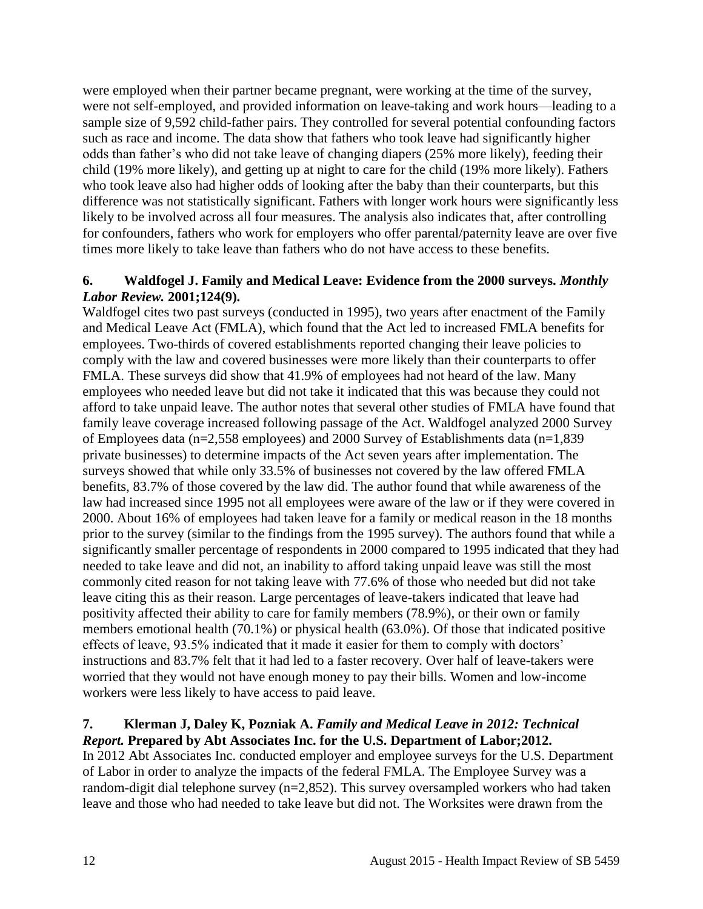were employed when their partner became pregnant, were working at the time of the survey, were not self-employed, and provided information on leave-taking and work hours—leading to a sample size of 9,592 child-father pairs. They controlled for several potential confounding factors such as race and income. The data show that fathers who took leave had significantly higher odds than father's who did not take leave of changing diapers (25% more likely), feeding their child (19% more likely), and getting up at night to care for the child (19% more likely). Fathers who took leave also had higher odds of looking after the baby than their counterparts, but this difference was not statistically significant. Fathers with longer work hours were significantly less likely to be involved across all four measures. The analysis also indicates that, after controlling for confounders, fathers who work for employers who offer parental/paternity leave are over five times more likely to take leave than fathers who do not have access to these benefits.

### 6. Waldfogel J. Family and Medical Leave: Evidence from the 2000 surveys. *Monthly Labor Review.* 2001;124(9).

Waldfogel cites two past surveys (conducted in 1995), two years after enactment of the Family and Medical Leave Act (FMLA), which found that the Act led to increased FMLA benefits for employees. Two-thirds of covered establishments reported changing their leave policies to comply with the law and covered businesses were more likely than their counterparts to offer FMLA. These surveys did show that 41.9% of employees had not heard of the law. Many employees who needed leave but did not take it indicated that this was because they could not afford to take unpaid leave. The author notes that several other studies of FMLA have found that family leave coverage increased following passage of the Act. Waldfogel analyzed 2000 Survey of Employees data (n=2,558 employees) and 2000 Survey of Establishments data (n=1,839 private businesses) to determine impacts of the Act seven years after implementation. The surveys showed that while only 33.5% of businesses not covered by the law offered FMLA benefits, 83.7% of those covered by the law did. The author found that while awareness of the law had increased since 1995 not all employees were aware of the law or if they were covered in 2000. About 16% of employees had taken leave for a family or medical reason in the 18 months prior to the survey (similar to the findings from the 1995 survey). The authors found that while a significantly smaller percentage of respondents in 2000 compared to 1995 indicated that they had needed to take leave and did not, an inability to afford taking unpaid leave was still the most commonly cited reason for not taking leave with 77.6% of those who needed but did not take leave citing this as their reason. Large percentages of leave-takers indicated that leave had positivity affected their ability to care for family members (78.9%), or their own or family members emotional health (70.1%) or physical health (63.0%). Of those that indicated positive effects of leave, 93.5% indicated that it made it easier for them to comply with doctors' instructions and 83.7% felt that it had led to a faster recovery. Over half of leave-takers were worried that they would not have enough money to pay their bills. Women and low-income workers were less likely to have access to paid leave.

### 7. Klerman J, Daley K, Pozniak A. *Family and Medical Leave in 2012: Technical Report.* Prepared by Abt Associates Inc. for the U.S. Department of Labor;2012.

In 2012 Abt Associates Inc. conducted employer and employee surveys for the U.S. Department of Labor in order to analyze the impacts of the federal FMLA. The Employee Survey was a random-digit dial telephone survey (n=2,852). This survey oversampled workers who had taken leave and those who had needed to take leave but did not. The Worksites were drawn from the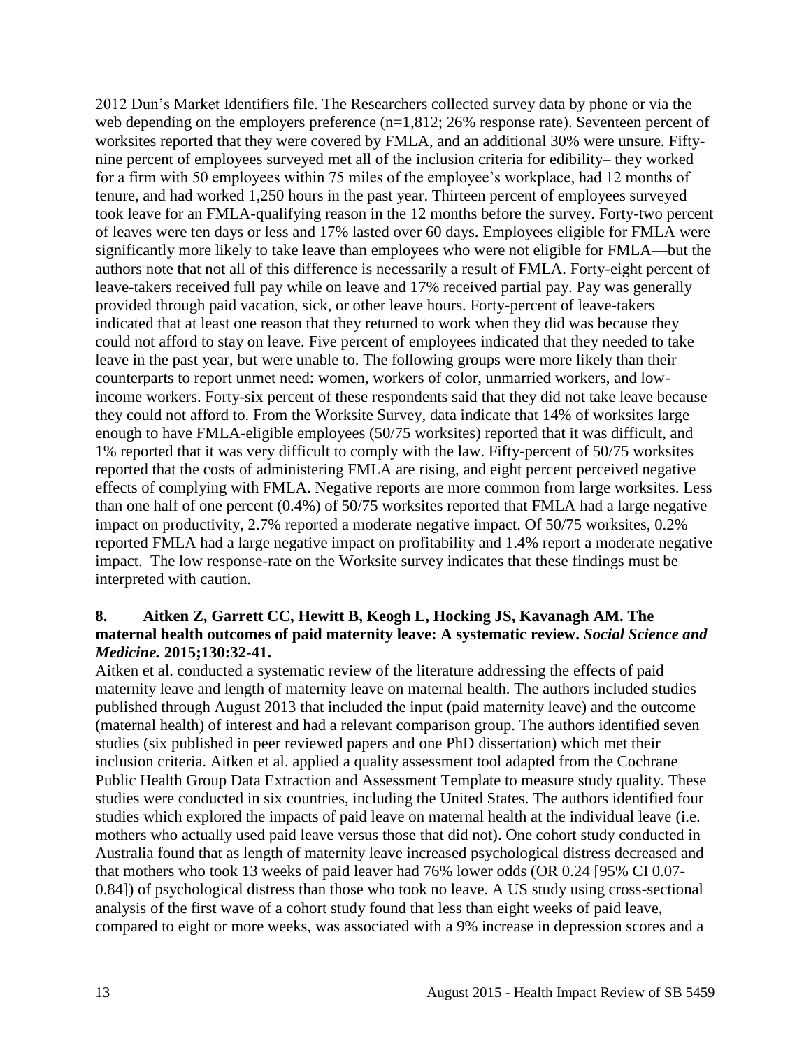2012 Dun's Market Identifiers file. The Researchers collected survey data by phone or via the web depending on the employers preference (n=1,812; 26% response rate). Seventeen percent of worksites reported that they were covered by FMLA, and an additional 30% were unsure. Fifty-nine percent of employees surveyed met all of the inclusion criteria for edibility– they worked for a firm with 50 employees within 75 miles of the employee's workplace, had 12 months of tenure, and had worked 1,250 hours in the past year. Thirteen percent of employees surveyed took leave for an FMLA-qualifying reason in the 12 months before the survey. Forty-two percent of leaves were ten days or less and 17% lasted over 60 days. Employees eligible for FMLA were significantly more likely to take leave than employees who were not eligible for FMLA—but the authors note that not all of this difference is necessarily a result of FMLA. Forty-eight percent of leave-takers received full pay while on leave and 17% received partial pay. Pay was generally provided through paid vacation, sick, or other leave hours. Forty-percent of leave-takers indicated that at least one reason that they returned to work when they did was because they could not afford to stay on leave. Five percent of employees indicated that they needed to take leave in the past year, but were unable to. The following groups were more likely than their counterparts to report unmet need: women, workers of color, unmarried workers, and low-income workers. Forty-six percent of these respondents said that they did not take leave because they could not afford to. From the Worksite Survey, data indicate that 14% of worksites large enough to have FMLA-eligible employees (50/75 worksites) reported that it was difficult, and 1% reported that it was very difficult to comply with the law. Fifty-percent of 50/75 worksites reported that the costs of administering FMLA are rising, and eight percent perceived negative effects of complying with FMLA. Negative reports are more common from large worksites. Less than one half of one percent (0.4%) of 50/75 worksites reported that FMLA had a large negative impact on productivity, 2.7% reported a moderate negative impact. Of 50/75 worksites, 0.2% reported FMLA had a large negative impact on profitability and 1.4% report a moderate negative impact. The low response-rate on the Worksite survey indicates that these findings must be interpreted with caution.

**8. Aitken Z, Garrett CC, Hewitt B, Keogh L, Hocking JS, Kavanagh AM. The maternal health outcomes of paid maternity leave: A systematic review. *Social Science and Medicine.* 2015;130:32-41.**

Aitken et al. conducted a systematic review of the literature addressing the effects of paid maternity leave and length of maternity leave on maternal health. The authors included studies published through August 2013 that included the input (paid maternity leave) and the outcome (maternal health) of interest and had a relevant comparison group. The authors identified seven studies (six published in peer reviewed papers and one PhD dissertation) which met their inclusion criteria. Aitken et al. applied a quality assessment tool adapted from the Cochrane Public Health Group Data Extraction and Assessment Template to measure study quality. These studies were conducted in six countries, including the United States. The authors identified four studies which explored the impacts of paid leave on maternal health at the individual leave (i.e. mothers who actually used paid leave versus those that did not). One cohort study conducted in Australia found that as length of maternity leave increased psychological distress decreased and that mothers who took 13 weeks of paid leaver had 76% lower odds (OR 0.24 [95% CI 0.07-0.84]) of psychological distress than those who took no leave. A US study using cross-sectional analysis of the first wave of a cohort study found that less than eight weeks of paid leave, compared to eight or more weeks, was associated with a 9% increase in depression scores and a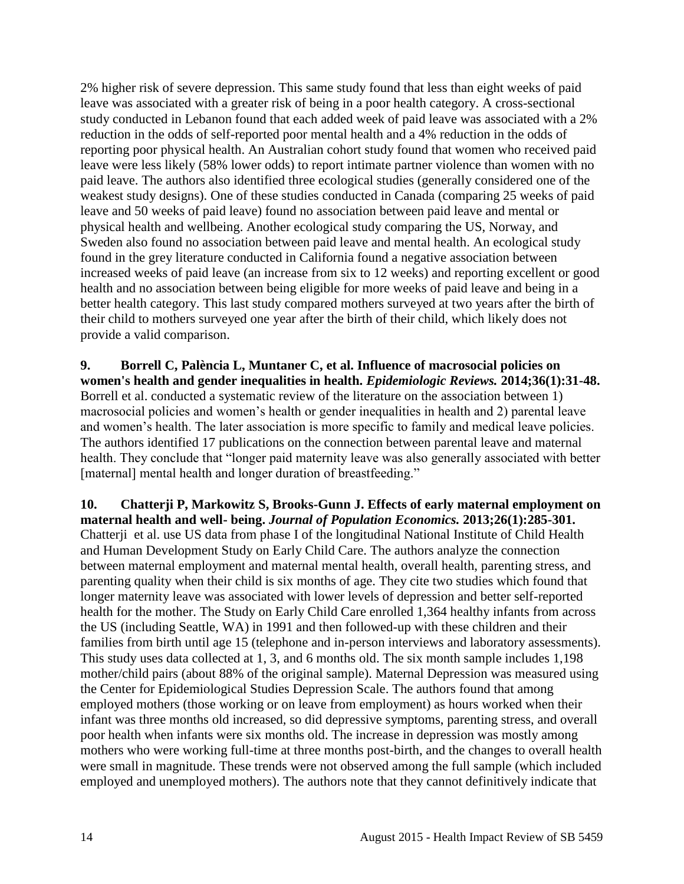2% higher risk of severe depression. This same study found that less than eight weeks of paid leave was associated with a greater risk of being in a poor health category. A cross-sectional study conducted in Lebanon found that each added week of paid leave was associated with a 2% reduction in the odds of self-reported poor mental health and a 4% reduction in the odds of reporting poor physical health. An Australian cohort study found that women who received paid leave were less likely (58% lower odds) to report intimate partner violence than women with no paid leave. The authors also identified three ecological studies (generally considered one of the weakest study designs). One of these studies conducted in Canada (comparing 25 weeks of paid leave and 50 weeks of paid leave) found no association between paid leave and mental or physical health and wellbeing. Another ecological study comparing the US, Norway, and Sweden also found no association between paid leave and mental health. An ecological study found in the grey literature conducted in California found a negative association between increased weeks of paid leave (an increase from six to 12 weeks) and reporting excellent or good health and no association between being eligible for more weeks of paid leave and being in a better health category. This last study compared mothers surveyed at two years after the birth of their child to mothers surveyed one year after the birth of their child, which likely does not provide a valid comparison.

**9. Borrell C, Palència L, Muntaner C, et al. Influence of macrosocial policies on women's health and gender inequalities in health. *Epidemiologic Reviews.* 2014;36(1):31-48.**
Borrell et al. conducted a systematic review of the literature on the association between 1) macrosocial policies and women's health or gender inequalities in health and 2) parental leave and women's health. The later association is more specific to family and medical leave policies. The authors identified 17 publications on the connection between parental leave and maternal health. They conclude that "longer paid maternity leave was also generally associated with better [maternal] mental health and longer duration of breastfeeding."

**10. Chatterji P, Markowitz S, Brooks-Gunn J. Effects of early maternal employment on maternal health and well- being. *Journal of Population Economics.* 2013;26(1):285-301.**
Chatterji et al. use US data from phase I of the longitudinal National Institute of Child Health and Human Development Study on Early Child Care. The authors analyze the connection between maternal employment and maternal mental health, overall health, parenting stress, and parenting quality when their child is six months of age. They cite two studies which found that longer maternity leave was associated with lower levels of depression and better self-reported health for the mother. The Study on Early Child Care enrolled 1,364 healthy infants from across the US (including Seattle, WA) in 1991 and then followed-up with these children and their families from birth until age 15 (telephone and in-person interviews and laboratory assessments). This study uses data collected at 1, 3, and 6 months old. The six month sample includes 1,198 mother/child pairs (about 88% of the original sample). Maternal Depression was measured using the Center for Epidemiological Studies Depression Scale. The authors found that among employed mothers (those working or on leave from employment) as hours worked when their infant was three months old increased, so did depressive symptoms, parenting stress, and overall poor health when infants were six months old. The increase in depression was mostly among mothers who were working full-time at three months post-birth, and the changes to overall health were small in magnitude. These trends were not observed among the full sample (which included employed and unemployed mothers). The authors note that they cannot definitively indicate that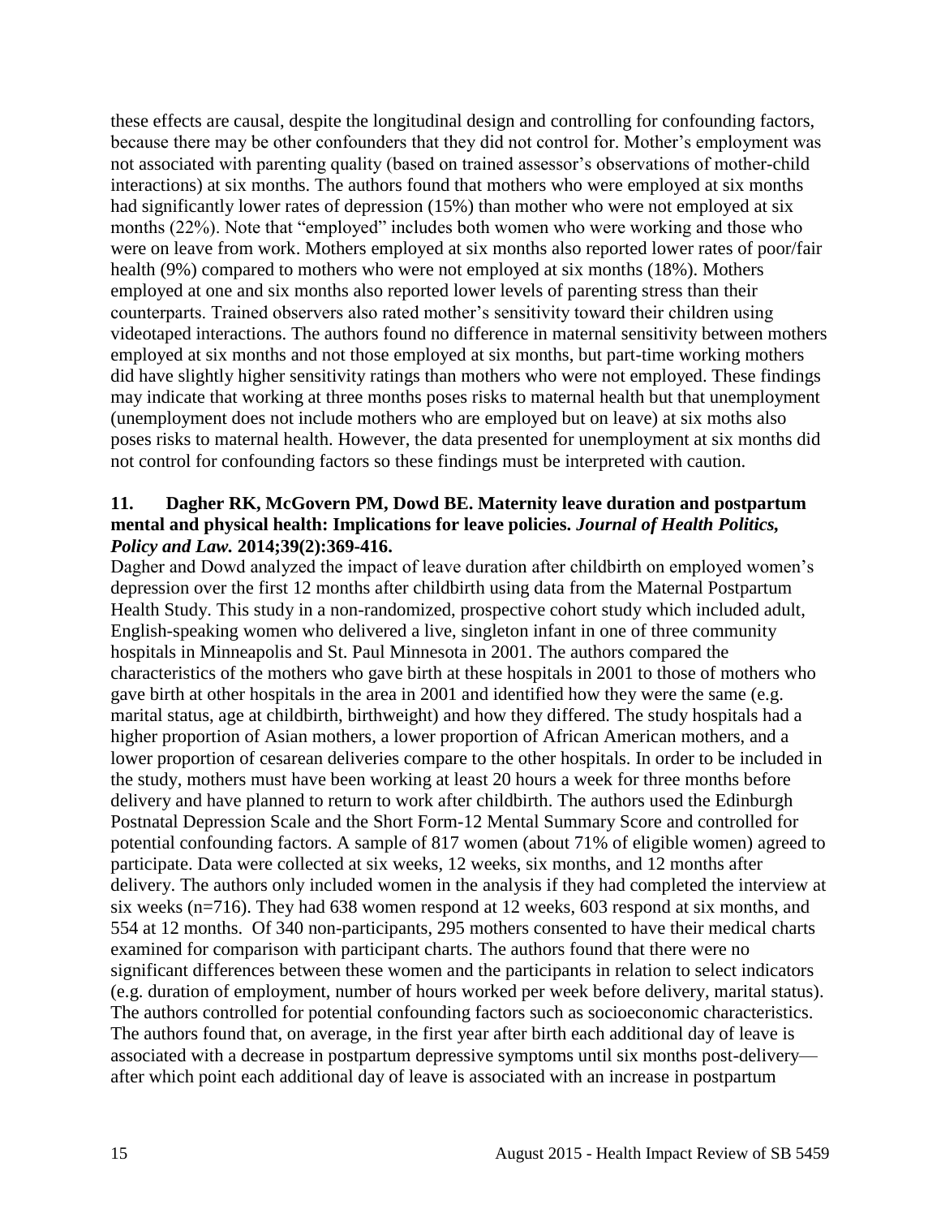these effects are causal, despite the longitudinal design and controlling for confounding factors, because there may be other confounders that they did not control for. Mother's employment was not associated with parenting quality (based on trained assessor's observations of mother-child interactions) at six months. The authors found that mothers who were employed at six months had significantly lower rates of depression (15%) than mother who were not employed at six months (22%). Note that "employed" includes both women who were working and those who were on leave from work. Mothers employed at six months also reported lower rates of poor/fair health (9%) compared to mothers who were not employed at six months (18%). Mothers employed at one and six months also reported lower levels of parenting stress than their counterparts. Trained observers also rated mother's sensitivity toward their children using videotaped interactions. The authors found no difference in maternal sensitivity between mothers employed at six months and not those employed at six months, but part-time working mothers did have slightly higher sensitivity ratings than mothers who were not employed. These findings may indicate that working at three months poses risks to maternal health but that unemployment (unemployment does not include mothers who are employed but on leave) at six moths also poses risks to maternal health. However, the data presented for unemployment at six months did not control for confounding factors so these findings must be interpreted with caution.

### 11. Dagher RK, McGovern PM, Dowd BE. Maternity leave duration and postpartum mental and physical health: Implications for leave policies. *Journal of Health Politics, Policy and Law.* 2014;39(2):369-416.

Dagher and Dowd analyzed the impact of leave duration after childbirth on employed women's depression over the first 12 months after childbirth using data from the Maternal Postpartum Health Study. This study in a non-randomized, prospective cohort study which included adult, English-speaking women who delivered a live, singleton infant in one of three community hospitals in Minneapolis and St. Paul Minnesota in 2001. The authors compared the characteristics of the mothers who gave birth at these hospitals in 2001 to those of mothers who gave birth at other hospitals in the area in 2001 and identified how they were the same (e.g. marital status, age at childbirth, birthweight) and how they differed. The study hospitals had a higher proportion of Asian mothers, a lower proportion of African American mothers, and a lower proportion of cesarean deliveries compare to the other hospitals. In order to be included in the study, mothers must have been working at least 20 hours a week for three months before delivery and have planned to return to work after childbirth. The authors used the Edinburgh Postnatal Depression Scale and the Short Form-12 Mental Summary Score and controlled for potential confounding factors. A sample of 817 women (about 71% of eligible women) agreed to participate. Data were collected at six weeks, 12 weeks, six months, and 12 months after delivery. The authors only included women in the analysis if they had completed the interview at six weeks (n=716). They had 638 women respond at 12 weeks, 603 respond at six months, and 554 at 12 months. Of 340 non-participants, 295 mothers consented to have their medical charts examined for comparison with participant charts. The authors found that there were no significant differences between these women and the participants in relation to select indicators (e.g. duration of employment, number of hours worked per week before delivery, marital status). The authors controlled for potential confounding factors such as socioeconomic characteristics. The authors found that, on average, in the first year after birth each additional day of leave is associated with a decrease in postpartum depressive symptoms until six months post-delivery—after which point each additional day of leave is associated with an increase in postpartum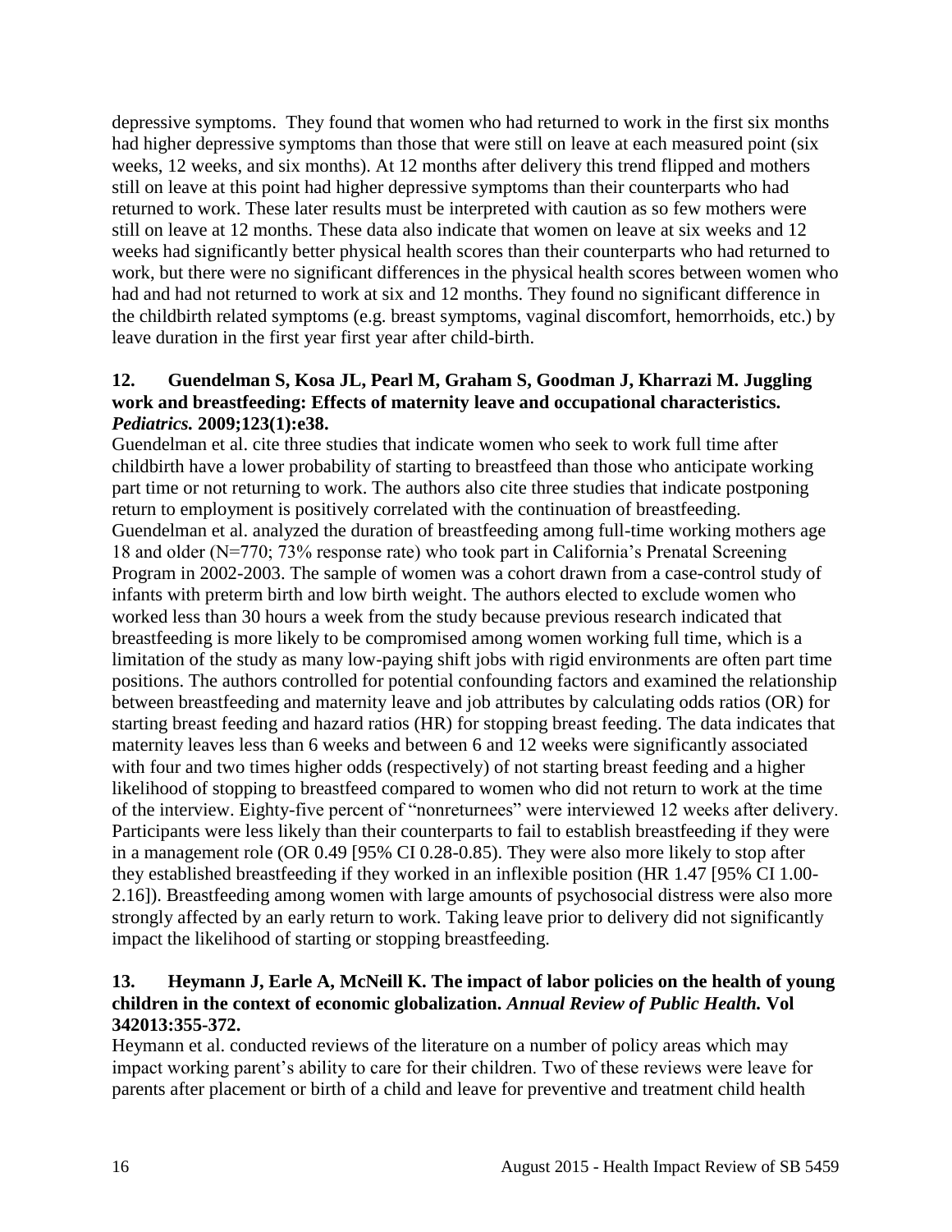depressive symptoms. They found that women who had returned to work in the first six months had higher depressive symptoms than those that were still on leave at each measured point (six weeks, 12 weeks, and six months). At 12 months after delivery this trend flipped and mothers still on leave at this point had higher depressive symptoms than their counterparts who had returned to work. These later results must be interpreted with caution as so few mothers were still on leave at 12 months. These data also indicate that women on leave at six weeks and 12 weeks had significantly better physical health scores than their counterparts who had returned to work, but there were no significant differences in the physical health scores between women who had and had not returned to work at six and 12 months. They found no significant difference in the childbirth related symptoms (e.g. breast symptoms, vaginal discomfort, hemorrhoids, etc.) by leave duration in the first year first year after child-birth.

**12. Guendelman S, Kosa JL, Pearl M, Graham S, Goodman J, Kharrazi M. Juggling work and breastfeeding: Effects of maternity leave and occupational characteristics.** ***Pediatrics.*** **2009;123(1):e38.**

Guendelman et al. cite three studies that indicate women who seek to work full time after childbirth have a lower probability of starting to breastfeed than those who anticipate working part time or not returning to work. The authors also cite three studies that indicate postponing return to employment is positively correlated with the continuation of breastfeeding. Guendelman et al. analyzed the duration of breastfeeding among full-time working mothers age 18 and older (N=770; 73% response rate) who took part in California's Prenatal Screening Program in 2002-2003. The sample of women was a cohort drawn from a case-control study of infants with preterm birth and low birth weight. The authors elected to exclude women who worked less than 30 hours a week from the study because previous research indicated that breastfeeding is more likely to be compromised among women working full time, which is a limitation of the study as many low-paying shift jobs with rigid environments are often part time positions. The authors controlled for potential confounding factors and examined the relationship between breastfeeding and maternity leave and job attributes by calculating odds ratios (OR) for starting breast feeding and hazard ratios (HR) for stopping breast feeding. The data indicates that maternity leaves less than 6 weeks and between 6 and 12 weeks were significantly associated with four and two times higher odds (respectively) of not starting breast feeding and a higher likelihood of stopping to breastfeed compared to women who did not return to work at the time of the interview. Eighty-five percent of "nonreturnees" were interviewed 12 weeks after delivery. Participants were less likely than their counterparts to fail to establish breastfeeding if they were in a management role (OR 0.49 [95% CI 0.28-0.85). They were also more likely to stop after they established breastfeeding if they worked in an inflexible position (HR 1.47 [95% CI 1.00-2.16]). Breastfeeding among women with large amounts of psychosocial distress were also more strongly affected by an early return to work. Taking leave prior to delivery did not significantly impact the likelihood of starting or stopping breastfeeding.

**13. Heymann J, Earle A, McNeill K. The impact of labor policies on the health of young children in the context of economic globalization.** ***Annual Review of Public Health.*** **Vol 342013:355-372.**

Heymann et al. conducted reviews of the literature on a number of policy areas which may impact working parent's ability to care for their children. Two of these reviews were leave for parents after placement or birth of a child and leave for preventive and treatment child health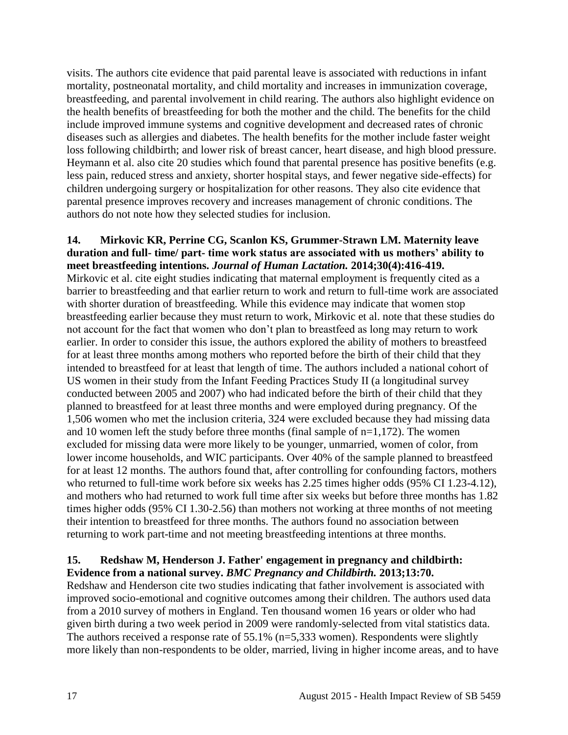visits. The authors cite evidence that paid parental leave is associated with reductions in infant mortality, postneonatal mortality, and child mortality and increases in immunization coverage, breastfeeding, and parental involvement in child rearing. The authors also highlight evidence on the health benefits of breastfeeding for both the mother and the child. The benefits for the child include improved immune systems and cognitive development and decreased rates of chronic diseases such as allergies and diabetes. The health benefits for the mother include faster weight loss following childbirth; and lower risk of breast cancer, heart disease, and high blood pressure. Heymann et al. also cite 20 studies which found that parental presence has positive benefits (e.g. less pain, reduced stress and anxiety, shorter hospital stays, and fewer negative side-effects) for children undergoing surgery or hospitalization for other reasons. They also cite evidence that parental presence improves recovery and increases management of chronic conditions. The authors do not note how they selected studies for inclusion.

**14. Mirkovic KR, Perrine CG, Scanlon KS, Grummer-Strawn LM. Maternity leave duration and full- time/ part- time work status are associated with us mothers' ability to meet breastfeeding intentions.** ***Journal of Human Lactation.*** **2014;30(4):416-419.**
Mirkovic et al. cite eight studies indicating that maternal employment is frequently cited as a barrier to breastfeeding and that earlier return to work and return to full-time work are associated with shorter duration of breastfeeding. While this evidence may indicate that women stop breastfeeding earlier because they must return to work, Mirkovic et al. note that these studies do not account for the fact that women who don't plan to breastfeed as long may return to work earlier. In order to consider this issue, the authors explored the ability of mothers to breastfeed for at least three months among mothers who reported before the birth of their child that they intended to breastfeed for at least that length of time. The authors included a national cohort of US women in their study from the Infant Feeding Practices Study II (a longitudinal survey conducted between 2005 and 2007) who had indicated before the birth of their child that they planned to breastfeed for at least three months and were employed during pregnancy. Of the 1,506 women who met the inclusion criteria, 324 were excluded because they had missing data and 10 women left the study before three months (final sample of n=1,172). The women excluded for missing data were more likely to be younger, unmarried, women of color, from lower income households, and WIC participants. Over 40% of the sample planned to breastfeed for at least 12 months. The authors found that, after controlling for confounding factors, mothers who returned to full-time work before six weeks has 2.25 times higher odds (95% CI 1.23-4.12), and mothers who had returned to work full time after six weeks but before three months has 1.82 times higher odds (95% CI 1.30-2.56) than mothers not working at three months of not meeting their intention to breastfeed for three months. The authors found no association between returning to work part-time and not meeting breastfeeding intentions at three months.

**15. Redshaw M, Henderson J. Father' engagement in pregnancy and childbirth: Evidence from a national survey.** ***BMC Pregnancy and Childbirth.*** **2013;13:70.**
Redshaw and Henderson cite two studies indicating that father involvement is associated with improved socio-emotional and cognitive outcomes among their children. The authors used data from a 2010 survey of mothers in England. Ten thousand women 16 years or older who had given birth during a two week period in 2009 were randomly-selected from vital statistics data. The authors received a response rate of 55.1% (n=5,333 women). Respondents were slightly more likely than non-respondents to be older, married, living in higher income areas, and to have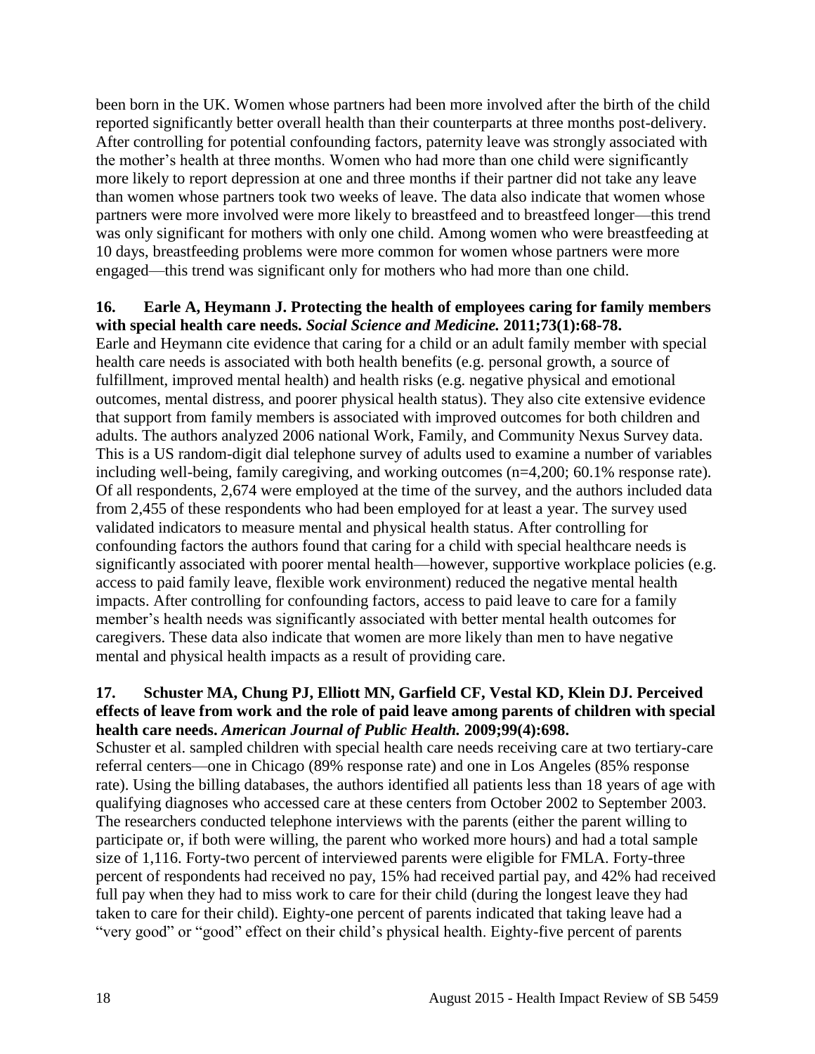been born in the UK. Women whose partners had been more involved after the birth of the child reported significantly better overall health than their counterparts at three months post-delivery. After controlling for potential confounding factors, paternity leave was strongly associated with the mother's health at three months. Women who had more than one child were significantly more likely to report depression at one and three months if their partner did not take any leave than women whose partners took two weeks of leave. The data also indicate that women whose partners were more involved were more likely to breastfeed and to breastfeed longer—this trend was only significant for mothers with only one child. Among women who were breastfeeding at 10 days, breastfeeding problems were more common for women whose partners were more engaged—this trend was significant only for mothers who had more than one child.

**16. Earle A, Heymann J. Protecting the health of employees caring for family members with special health care needs. *Social Science and Medicine.* 2011;73(1):68-78.**

Earle and Heymann cite evidence that caring for a child or an adult family member with special health care needs is associated with both health benefits (e.g. personal growth, a source of fulfillment, improved mental health) and health risks (e.g. negative physical and emotional outcomes, mental distress, and poorer physical health status). They also cite extensive evidence that support from family members is associated with improved outcomes for both children and adults. The authors analyzed 2006 national Work, Family, and Community Nexus Survey data. This is a US random-digit dial telephone survey of adults used to examine a number of variables including well-being, family caregiving, and working outcomes (n=4,200; 60.1% response rate). Of all respondents, 2,674 were employed at the time of the survey, and the authors included data from 2,455 of these respondents who had been employed for at least a year. The survey used validated indicators to measure mental and physical health status. After controlling for confounding factors the authors found that caring for a child with special healthcare needs is significantly associated with poorer mental health—however, supportive workplace policies (e.g. access to paid family leave, flexible work environment) reduced the negative mental health impacts. After controlling for confounding factors, access to paid leave to care for a family member's health needs was significantly associated with better mental health outcomes for caregivers. These data also indicate that women are more likely than men to have negative mental and physical health impacts as a result of providing care.

**17. Schuster MA, Chung PJ, Elliott MN, Garfield CF, Vestal KD, Klein DJ. Perceived effects of leave from work and the role of paid leave among parents of children with special health care needs. *American Journal of Public Health.* 2009;99(4):698.**

Schuster et al. sampled children with special health care needs receiving care at two tertiary-care referral centers—one in Chicago (89% response rate) and one in Los Angeles (85% response rate). Using the billing databases, the authors identified all patients less than 18 years of age with qualifying diagnoses who accessed care at these centers from October 2002 to September 2003. The researchers conducted telephone interviews with the parents (either the parent willing to participate or, if both were willing, the parent who worked more hours) and had a total sample size of 1,116. Forty-two percent of interviewed parents were eligible for FMLA. Forty-three percent of respondents had received no pay, 15% had received partial pay, and 42% had received full pay when they had to miss work to care for their child (during the longest leave they had taken to care for their child). Eighty-one percent of parents indicated that taking leave had a "very good" or "good" effect on their child's physical health. Eighty-five percent of parents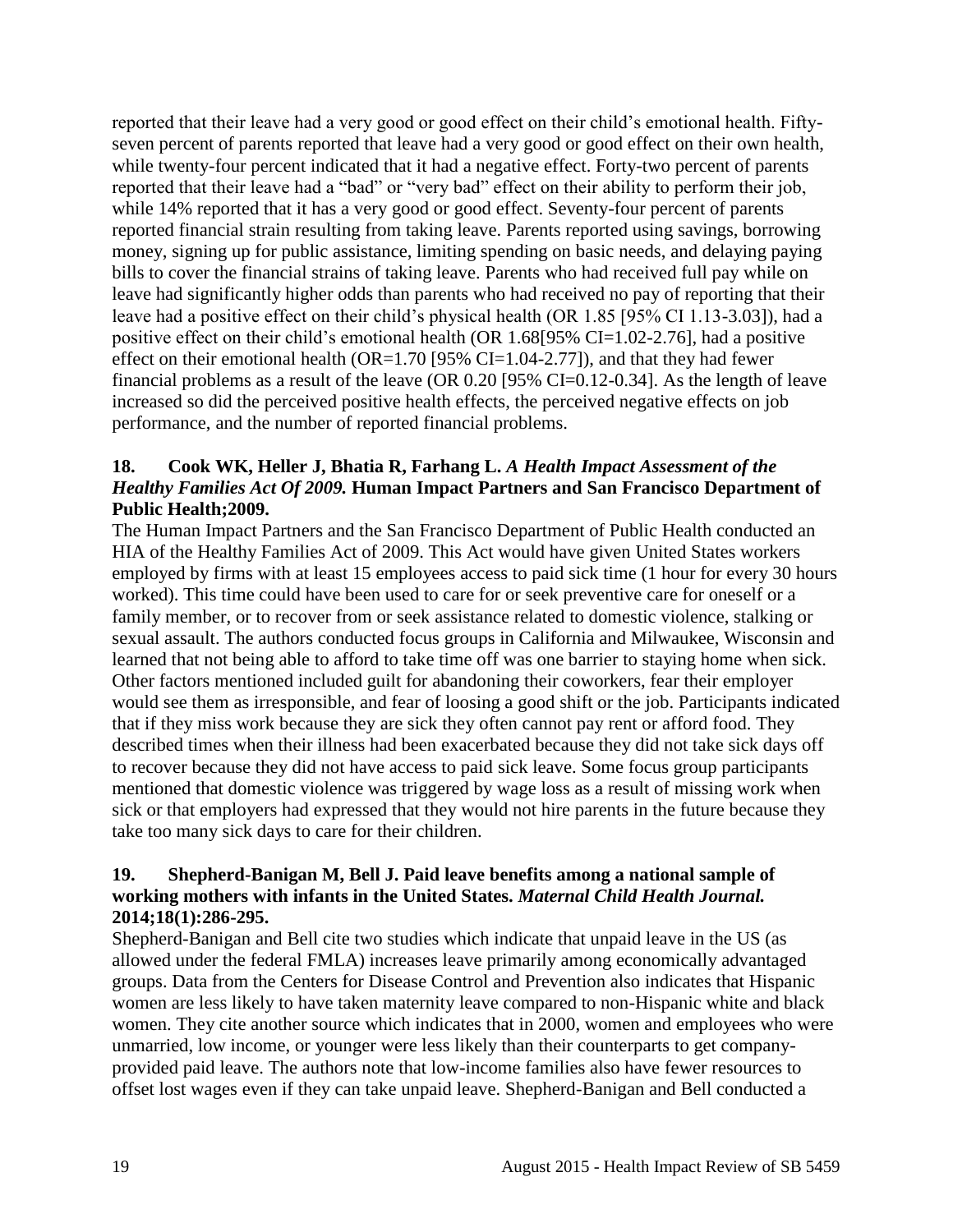reported that their leave had a very good or good effect on their child's emotional health. Fifty-seven percent of parents reported that leave had a very good or good effect on their own health, while twenty-four percent indicated that it had a negative effect. Forty-two percent of parents reported that their leave had a "bad" or "very bad" effect on their ability to perform their job, while 14% reported that it has a very good or good effect. Seventy-four percent of parents reported financial strain resulting from taking leave. Parents reported using savings, borrowing money, signing up for public assistance, limiting spending on basic needs, and delaying paying bills to cover the financial strains of taking leave. Parents who had received full pay while on leave had significantly higher odds than parents who had received no pay of reporting that their leave had a positive effect on their child's physical health (OR 1.85 [95% CI 1.13-3.03]), had a positive effect on their child's emotional health (OR 1.68[95% CI=1.02-2.76], had a positive effect on their emotional health (OR=1.70 [95% CI=1.04-2.77]), and that they had fewer financial problems as a result of the leave (OR 0.20 [95% CI=0.12-0.34]. As the length of leave increased so did the perceived positive health effects, the perceived negative effects on job performance, and the number of reported financial problems.

### 18. Cook WK, Heller J, Bhatia R, Farhang L. *A Health Impact Assessment of the Healthy Families Act Of 2009.* Human Impact Partners and San Francisco Department of Public Health;2009.

The Human Impact Partners and the San Francisco Department of Public Health conducted an HIA of the Healthy Families Act of 2009. This Act would have given United States workers employed by firms with at least 15 employees access to paid sick time (1 hour for every 30 hours worked). This time could have been used to care for or seek preventive care for oneself or a family member, or to recover from or seek assistance related to domestic violence, stalking or sexual assault. The authors conducted focus groups in California and Milwaukee, Wisconsin and learned that not being able to afford to take time off was one barrier to staying home when sick. Other factors mentioned included guilt for abandoning their coworkers, fear their employer would see them as irresponsible, and fear of loosing a good shift or the job. Participants indicated that if they miss work because they are sick they often cannot pay rent or afford food. They described times when their illness had been exacerbated because they did not take sick days off to recover because they did not have access to paid sick leave. Some focus group participants mentioned that domestic violence was triggered by wage loss as a result of missing work when sick or that employers had expressed that they would not hire parents in the future because they take too many sick days to care for their children.

### 19. Shepherd-Banigan M, Bell J. Paid leave benefits among a national sample of working mothers with infants in the United States. *Maternal Child Health Journal.* 2014;18(1):286-295.

Shepherd-Banigan and Bell cite two studies which indicate that unpaid leave in the US (as allowed under the federal FMLA) increases leave primarily among economically advantaged groups. Data from the Centers for Disease Control and Prevention also indicates that Hispanic women are less likely to have taken maternity leave compared to non-Hispanic white and black women. They cite another source which indicates that in 2000, women and employees who were unmarried, low income, or younger were less likely than their counterparts to get company-provided paid leave. The authors note that low-income families also have fewer resources to offset lost wages even if they can take unpaid leave. Shepherd-Banigan and Bell conducted a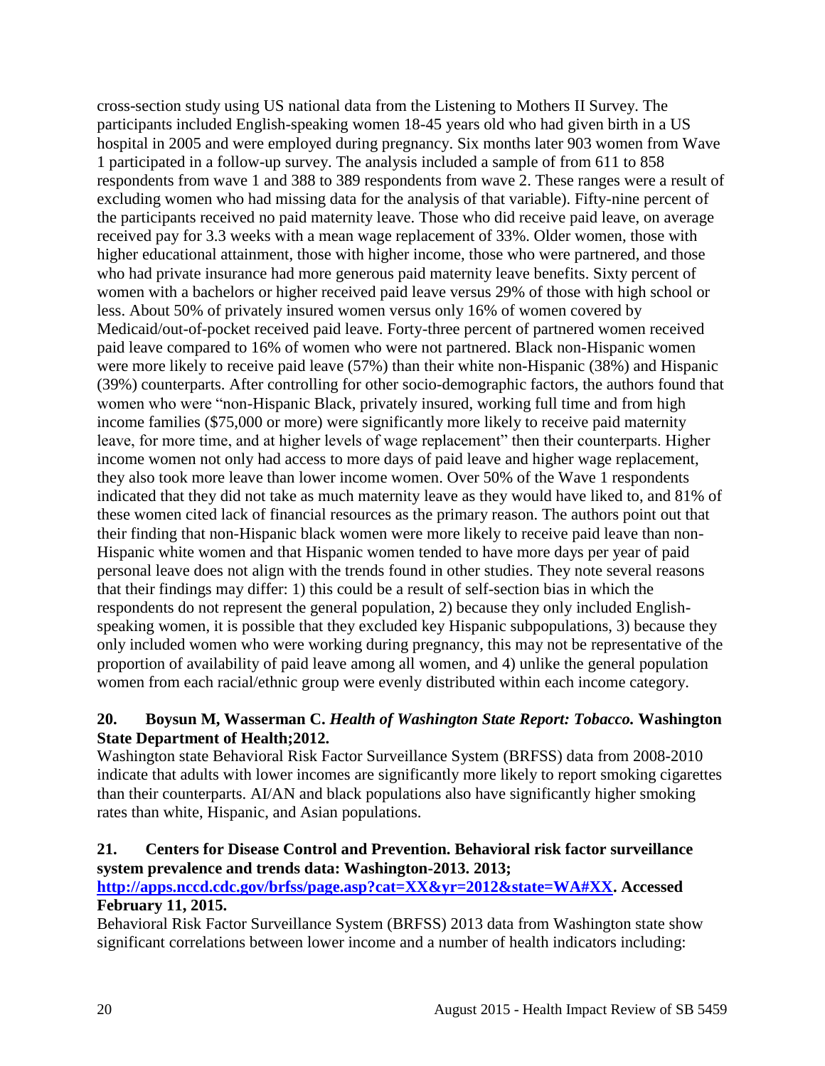cross-section study using US national data from the Listening to Mothers II Survey. The participants included English-speaking women 18-45 years old who had given birth in a US hospital in 2005 and were employed during pregnancy. Six months later 903 women from Wave 1 participated in a follow-up survey. The analysis included a sample of from 611 to 858 respondents from wave 1 and 388 to 389 respondents from wave 2. These ranges were a result of excluding women who had missing data for the analysis of that variable). Fifty-nine percent of the participants received no paid maternity leave. Those who did receive paid leave, on average received pay for 3.3 weeks with a mean wage replacement of 33%. Older women, those with higher educational attainment, those with higher income, those who were partnered, and those who had private insurance had more generous paid maternity leave benefits. Sixty percent of women with a bachelors or higher received paid leave versus 29% of those with high school or less. About 50% of privately insured women versus only 16% of women covered by Medicaid/out-of-pocket received paid leave. Forty-three percent of partnered women received paid leave compared to 16% of women who were not partnered. Black non-Hispanic women were more likely to receive paid leave (57%) than their white non-Hispanic (38%) and Hispanic (39%) counterparts. After controlling for other socio-demographic factors, the authors found that women who were "non-Hispanic Black, privately insured, working full time and from high income families ($75,000 or more) were significantly more likely to receive paid maternity leave, for more time, and at higher levels of wage replacement" then their counterparts. Higher income women not only had access to more days of paid leave and higher wage replacement, they also took more leave than lower income women. Over 50% of the Wave 1 respondents indicated that they did not take as much maternity leave as they would have liked to, and 81% of these women cited lack of financial resources as the primary reason. The authors point out that their finding that non-Hispanic black women were more likely to receive paid leave than non-Hispanic white women and that Hispanic women tended to have more days per year of paid personal leave does not align with the trends found in other studies. They note several reasons that their findings may differ: 1) this could be a result of self-section bias in which the respondents do not represent the general population, 2) because they only included English-speaking women, it is possible that they excluded key Hispanic subpopulations, 3) because they only included women who were working during pregnancy, this may not be representative of the proportion of availability of paid leave among all women, and 4) unlike the general population women from each racial/ethnic group were evenly distributed within each income category.

**20. Boysun M, Wasserman C. *Health of Washington State Report: Tobacco.* Washington State Department of Health;2012.**

Washington state Behavioral Risk Factor Surveillance System (BRFSS) data from 2008-2010 indicate that adults with lower incomes are significantly more likely to report smoking cigarettes than their counterparts. AI/AN and black populations also have significantly higher smoking rates than white, Hispanic, and Asian populations.

**21. Centers for Disease Control and Prevention. Behavioral risk factor surveillance system prevalence and trends data: Washington-2013. 2013; [http://apps.nccd.cdc.gov/brfss/page.asp?cat=XX&yr=2012&state=WA#XX](http://apps.nccd.cdc.gov/brfss/page.asp?cat=XX&yr=2012&state=WA#XX). Accessed February 11, 2015.**

Behavioral Risk Factor Surveillance System (BRFSS) 2013 data from Washington state show significant correlations between lower income and a number of health indicators including: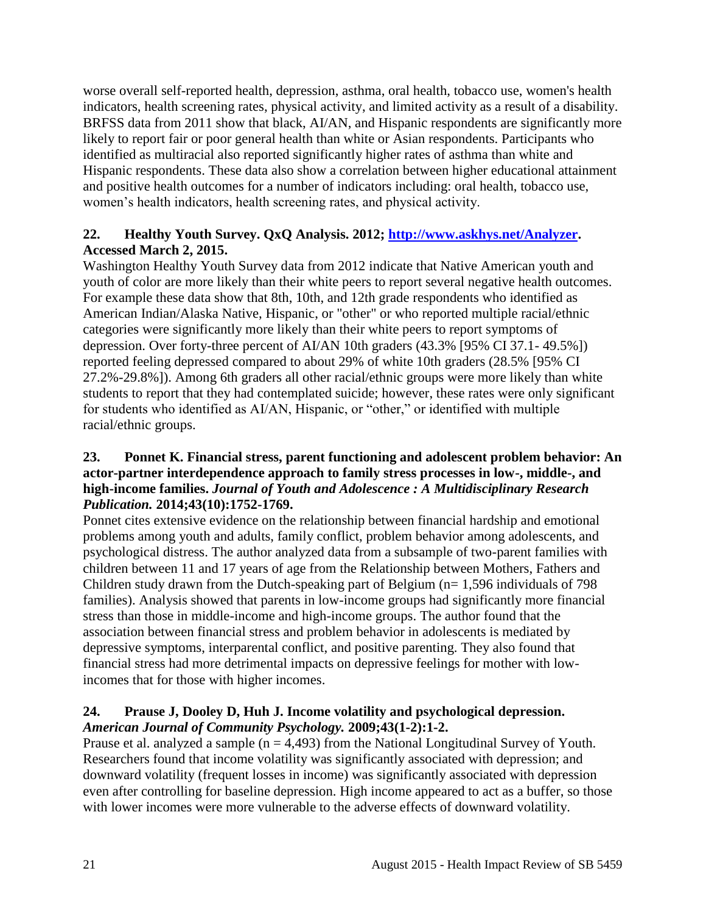worse overall self-reported health, depression, asthma, oral health, tobacco use, women's health indicators, health screening rates, physical activity, and limited activity as a result of a disability. BRFSS data from 2011 show that black, AI/AN, and Hispanic respondents are significantly more likely to report fair or poor general health than white or Asian respondents. Participants who identified as multiracial also reported significantly higher rates of asthma than white and Hispanic respondents. These data also show a correlation between higher educational attainment and positive health outcomes for a number of indicators including: oral health, tobacco use, women's health indicators, health screening rates, and physical activity.

**22. Healthy Youth Survey. QxQ Analysis. 2012; [http://www.askhys.net/Analyzer](http://www.askhys.net/Analyzer). Accessed March 2, 2015.**

Washington Healthy Youth Survey data from 2012 indicate that Native American youth and youth of color are more likely than their white peers to report several negative health outcomes. For example these data show that 8th, 10th, and 12th grade respondents who identified as American Indian/Alaska Native, Hispanic, or "other" or who reported multiple racial/ethnic categories were significantly more likely than their white peers to report symptoms of depression. Over forty-three percent of AI/AN 10th graders (43.3% [95% CI 37.1- 49.5%]) reported feeling depressed compared to about 29% of white 10th graders (28.5% [95% CI 27.2%-29.8%]). Among 6th graders all other racial/ethnic groups were more likely than white students to report that they had contemplated suicide; however, these rates were only significant for students who identified as AI/AN, Hispanic, or "other," or identified with multiple racial/ethnic groups.

**23. Ponnet K. Financial stress, parent functioning and adolescent problem behavior: An actor-partner interdependence approach to family stress processes in low-, middle-, and high-income families.** ***Journal of Youth and Adolescence : A Multidisciplinary Research Publication.*** **2014;43(10):1752-1769.**

Ponnet cites extensive evidence on the relationship between financial hardship and emotional problems among youth and adults, family conflict, problem behavior among adolescents, and psychological distress. The author analyzed data from a subsample of two-parent families with children between 11 and 17 years of age from the Relationship between Mothers, Fathers and Children study drawn from the Dutch-speaking part of Belgium (n= 1,596 individuals of 798 families). Analysis showed that parents in low-income groups had significantly more financial stress than those in middle-income and high-income groups. The author found that the association between financial stress and problem behavior in adolescents is mediated by depressive symptoms, interparental conflict, and positive parenting. They also found that financial stress had more detrimental impacts on depressive feelings for mother with low-incomes that for those with higher incomes.

**24. Prause J, Dooley D, Huh J. Income volatility and psychological depression.** ***American Journal of Community Psychology.*** **2009;43(1-2):1-2.**

Prause et al. analyzed a sample (n = 4,493) from the National Longitudinal Survey of Youth. Researchers found that income volatility was significantly associated with depression; and downward volatility (frequent losses in income) was significantly associated with depression even after controlling for baseline depression. High income appeared to act as a buffer, so those with lower incomes were more vulnerable to the adverse effects of downward volatility.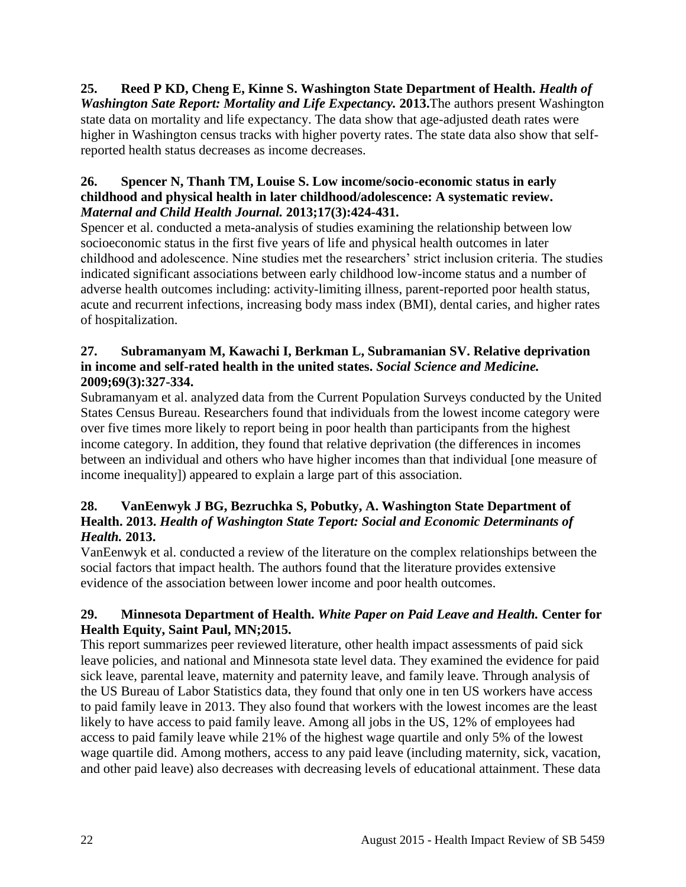**25. Reed P KD, Cheng E, Kinne S. Washington State Department of Health. *Health of Washington Sate Report: Mortality and Life Expectancy.* 2013.**The authors present Washington state data on mortality and life expectancy. The data show that age-adjusted death rates were higher in Washington census tracks with higher poverty rates. The state data also show that self-reported health status decreases as income decreases.

**26. Spencer N, Thanh TM, Louise S. Low income/socio-economic status in early childhood and physical health in later childhood/adolescence: A systematic review. *Maternal and Child Health Journal.* 2013;17(3):424-431.**

Spencer et al. conducted a meta-analysis of studies examining the relationship between low socioeconomic status in the first five years of life and physical health outcomes in later childhood and adolescence. Nine studies met the researchers' strict inclusion criteria. The studies indicated significant associations between early childhood low-income status and a number of adverse health outcomes including: activity-limiting illness, parent-reported poor health status, acute and recurrent infections, increasing body mass index (BMI), dental caries, and higher rates of hospitalization.

**27. Subramanyam M, Kawachi I, Berkman L, Subramanian SV. Relative deprivation in income and self-rated health in the united states. *Social Science and Medicine.* 2009;69(3):327-334.**

Subramanyam et al. analyzed data from the Current Population Surveys conducted by the United States Census Bureau. Researchers found that individuals from the lowest income category were over five times more likely to report being in poor health than participants from the highest income category. In addition, they found that relative deprivation (the differences in incomes between an individual and others who have higher incomes than that individual [one measure of income inequality]) appeared to explain a large part of this association.

**28. VanEenwyk J BG, Bezruchka S, Pobutky, A. Washington State Department of Health. 2013. *Health of Washington State Teport: Social and Economic Determinants of Health.* 2013.**

VanEenwyk et al. conducted a review of the literature on the complex relationships between the social factors that impact health. The authors found that the literature provides extensive evidence of the association between lower income and poor health outcomes.

**29. Minnesota Department of Health. *White Paper on Paid Leave and Health.* Center for Health Equity, Saint Paul, MN;2015.**

This report summarizes peer reviewed literature, other health impact assessments of paid sick leave policies, and national and Minnesota state level data. They examined the evidence for paid sick leave, parental leave, maternity and paternity leave, and family leave. Through analysis of the US Bureau of Labor Statistics data, they found that only one in ten US workers have access to paid family leave in 2013. They also found that workers with the lowest incomes are the least likely to have access to paid family leave. Among all jobs in the US, 12% of employees had access to paid family leave while 21% of the highest wage quartile and only 5% of the lowest wage quartile did. Among mothers, access to any paid leave (including maternity, sick, vacation, and other paid leave) also decreases with decreasing levels of educational attainment. These data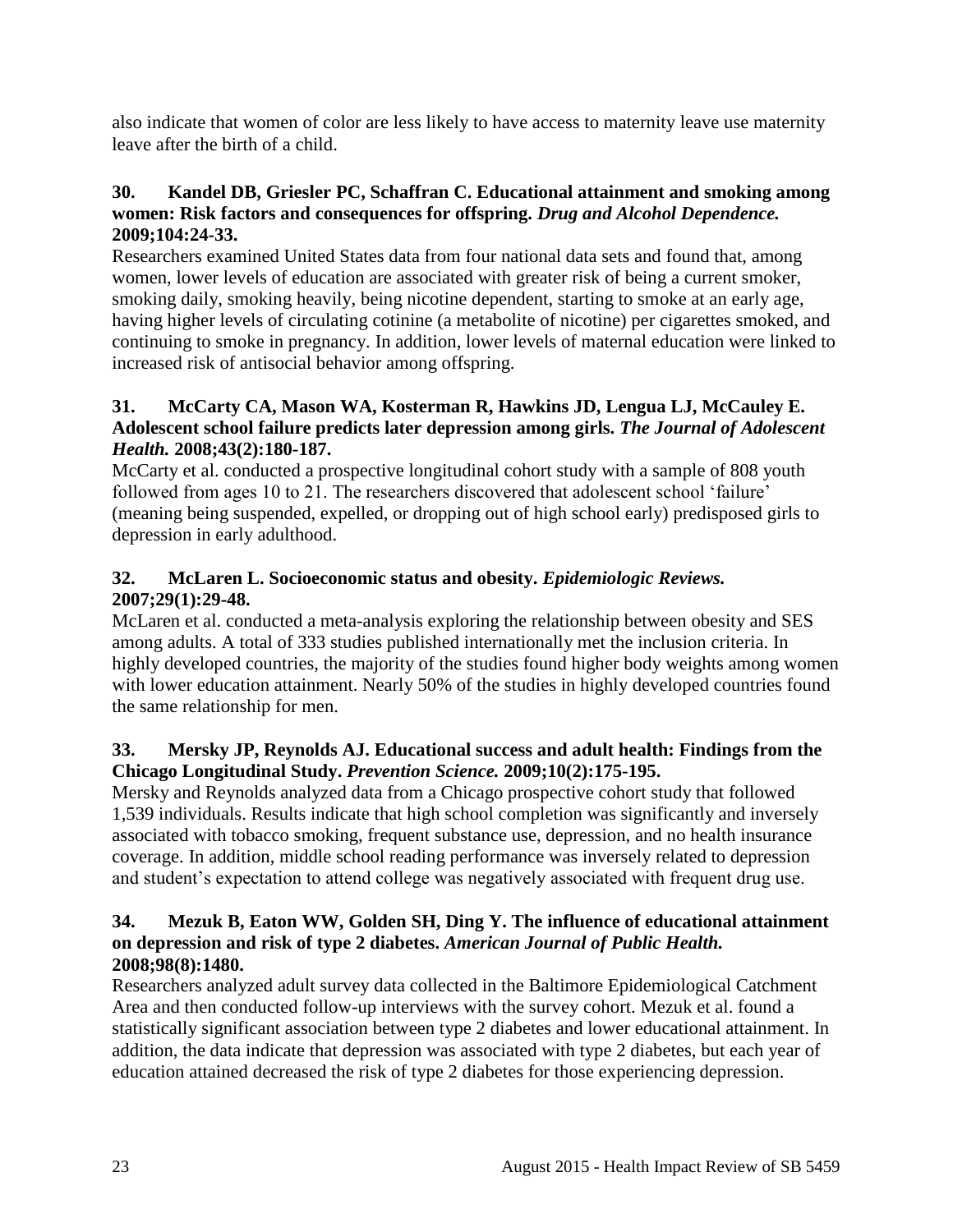also indicate that women of color are less likely to have access to maternity leave use maternity leave after the birth of a child.

**30. Kandel DB, Griesler PC, Schaffran C. Educational attainment and smoking among women: Risk factors and consequences for offspring. *Drug and Alcohol Dependence.* 2009;104:24-33.**

Researchers examined United States data from four national data sets and found that, among women, lower levels of education are associated with greater risk of being a current smoker, smoking daily, smoking heavily, being nicotine dependent, starting to smoke at an early age, having higher levels of circulating cotinine (a metabolite of nicotine) per cigarettes smoked, and continuing to smoke in pregnancy. In addition, lower levels of maternal education were linked to increased risk of antisocial behavior among offspring.

**31. McCarty CA, Mason WA, Kosterman R, Hawkins JD, Lengua LJ, McCauley E. Adolescent school failure predicts later depression among girls. *The Journal of Adolescent Health.* 2008;43(2):180-187.**

McCarty et al. conducted a prospective longitudinal cohort study with a sample of 808 youth followed from ages 10 to 21. The researchers discovered that adolescent school 'failure' (meaning being suspended, expelled, or dropping out of high school early) predisposed girls to depression in early adulthood.

**32. McLaren L. Socioeconomic status and obesity. *Epidemiologic Reviews.* 2007;29(1):29-48.**

McLaren et al. conducted a meta-analysis exploring the relationship between obesity and SES among adults. A total of 333 studies published internationally met the inclusion criteria. In highly developed countries, the majority of the studies found higher body weights among women with lower education attainment. Nearly 50% of the studies in highly developed countries found the same relationship for men.

**33. Mersky JP, Reynolds AJ. Educational success and adult health: Findings from the Chicago Longitudinal Study. *Prevention Science.* 2009;10(2):175-195.**

Mersky and Reynolds analyzed data from a Chicago prospective cohort study that followed 1,539 individuals. Results indicate that high school completion was significantly and inversely associated with tobacco smoking, frequent substance use, depression, and no health insurance coverage. In addition, middle school reading performance was inversely related to depression and student's expectation to attend college was negatively associated with frequent drug use.

**34. Mezuk B, Eaton WW, Golden SH, Ding Y. The influence of educational attainment on depression and risk of type 2 diabetes. *American Journal of Public Health.* 2008;98(8):1480.**

Researchers analyzed adult survey data collected in the Baltimore Epidemiological Catchment Area and then conducted follow-up interviews with the survey cohort. Mezuk et al. found a statistically significant association between type 2 diabetes and lower educational attainment. In addition, the data indicate that depression was associated with type 2 diabetes, but each year of education attained decreased the risk of type 2 diabetes for those experiencing depression.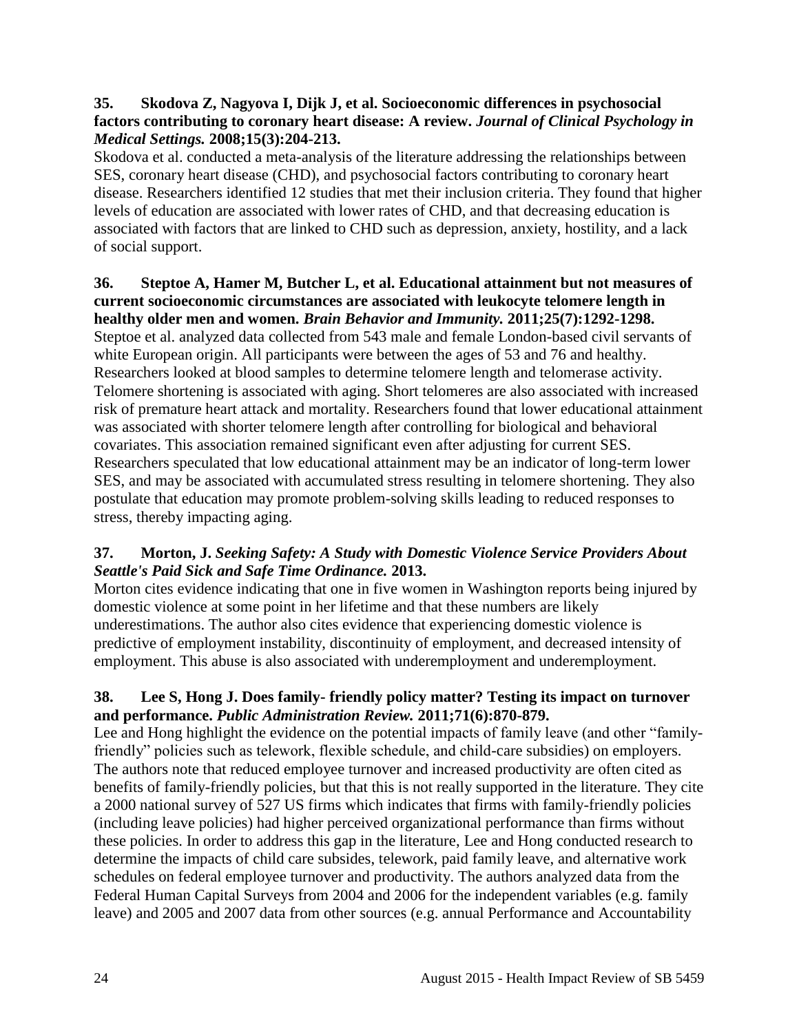**35. Skodova Z, Nagyova I, Dijk J, et al. Socioeconomic differences in psychosocial factors contributing to coronary heart disease: A review. *Journal of Clinical Psychology in Medical Settings.* 2008;15(3):204-213.**

Skodova et al. conducted a meta-analysis of the literature addressing the relationships between SES, coronary heart disease (CHD), and psychosocial factors contributing to coronary heart disease. Researchers identified 12 studies that met their inclusion criteria. They found that higher levels of education are associated with lower rates of CHD, and that decreasing education is associated with factors that are linked to CHD such as depression, anxiety, hostility, and a lack of social support.

**36. Steptoe A, Hamer M, Butcher L, et al. Educational attainment but not measures of current socioeconomic circumstances are associated with leukocyte telomere length in healthy older men and women. *Brain Behavior and Immunity.* 2011;25(7):1292-1298.**

Steptoe et al. analyzed data collected from 543 male and female London-based civil servants of white European origin. All participants were between the ages of 53 and 76 and healthy. Researchers looked at blood samples to determine telomere length and telomerase activity. Telomere shortening is associated with aging. Short telomeres are also associated with increased risk of premature heart attack and mortality. Researchers found that lower educational attainment was associated with shorter telomere length after controlling for biological and behavioral covariates. This association remained significant even after adjusting for current SES. Researchers speculated that low educational attainment may be an indicator of long-term lower SES, and may be associated with accumulated stress resulting in telomere shortening. They also postulate that education may promote problem-solving skills leading to reduced responses to stress, thereby impacting aging.

**37. Morton, J. *Seeking Safety: A Study with Domestic Violence Service Providers About Seattle's Paid Sick and Safe Time Ordinance.* 2013.**

Morton cites evidence indicating that one in five women in Washington reports being injured by domestic violence at some point in her lifetime and that these numbers are likely underestimations. The author also cites evidence that experiencing domestic violence is predictive of employment instability, discontinuity of employment, and decreased intensity of employment. This abuse is also associated with underemployment and underemployment.

**38. Lee S, Hong J. Does family- friendly policy matter? Testing its impact on turnover and performance. *Public Administration Review.* 2011;71(6):870-879.**

Lee and Hong highlight the evidence on the potential impacts of family leave (and other "family-friendly" policies such as telework, flexible schedule, and child-care subsidies) on employers. The authors note that reduced employee turnover and increased productivity are often cited as benefits of family-friendly policies, but that this is not really supported in the literature. They cite a 2000 national survey of 527 US firms which indicates that firms with family-friendly policies (including leave policies) had higher perceived organizational performance than firms without these policies. In order to address this gap in the literature, Lee and Hong conducted research to determine the impacts of child care subsides, telework, paid family leave, and alternative work schedules on federal employee turnover and productivity. The authors analyzed data from the Federal Human Capital Surveys from 2004 and 2006 for the independent variables (e.g. family leave) and 2005 and 2007 data from other sources (e.g. annual Performance and Accountability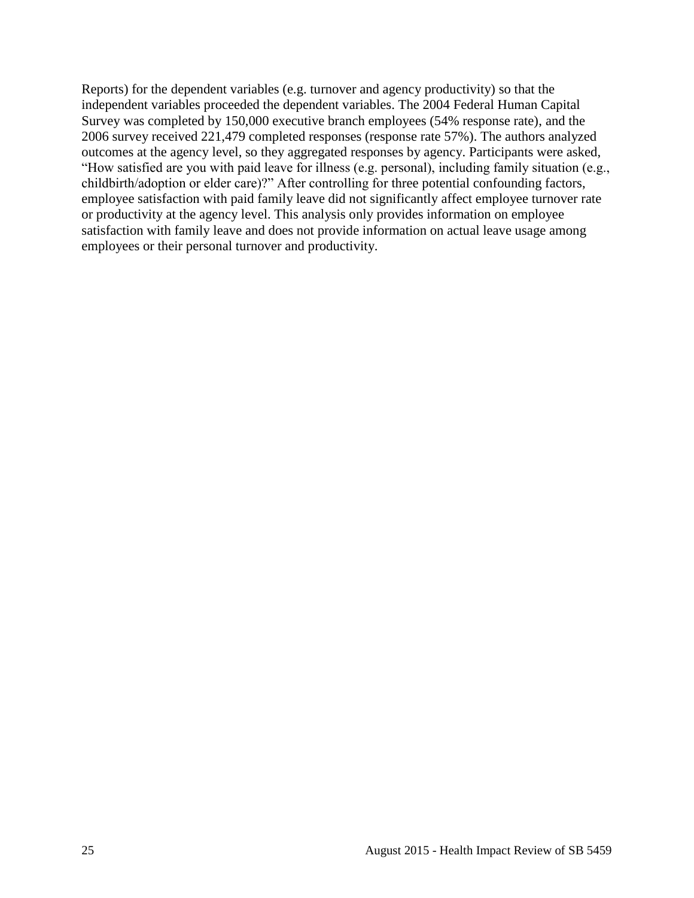Reports) for the dependent variables (e.g. turnover and agency productivity) so that the independent variables proceeded the dependent variables. The 2004 Federal Human Capital Survey was completed by 150,000 executive branch employees (54% response rate), and the 2006 survey received 221,479 completed responses (response rate 57%). The authors analyzed outcomes at the agency level, so they aggregated responses by agency. Participants were asked, "How satisfied are you with paid leave for illness (e.g. personal), including family situation (e.g., childbirth/adoption or elder care)?" After controlling for three potential confounding factors, employee satisfaction with paid family leave did not significantly affect employee turnover rate or productivity at the agency level. This analysis only provides information on employee satisfaction with family leave and does not provide information on actual leave usage among employees or their personal turnover and productivity.